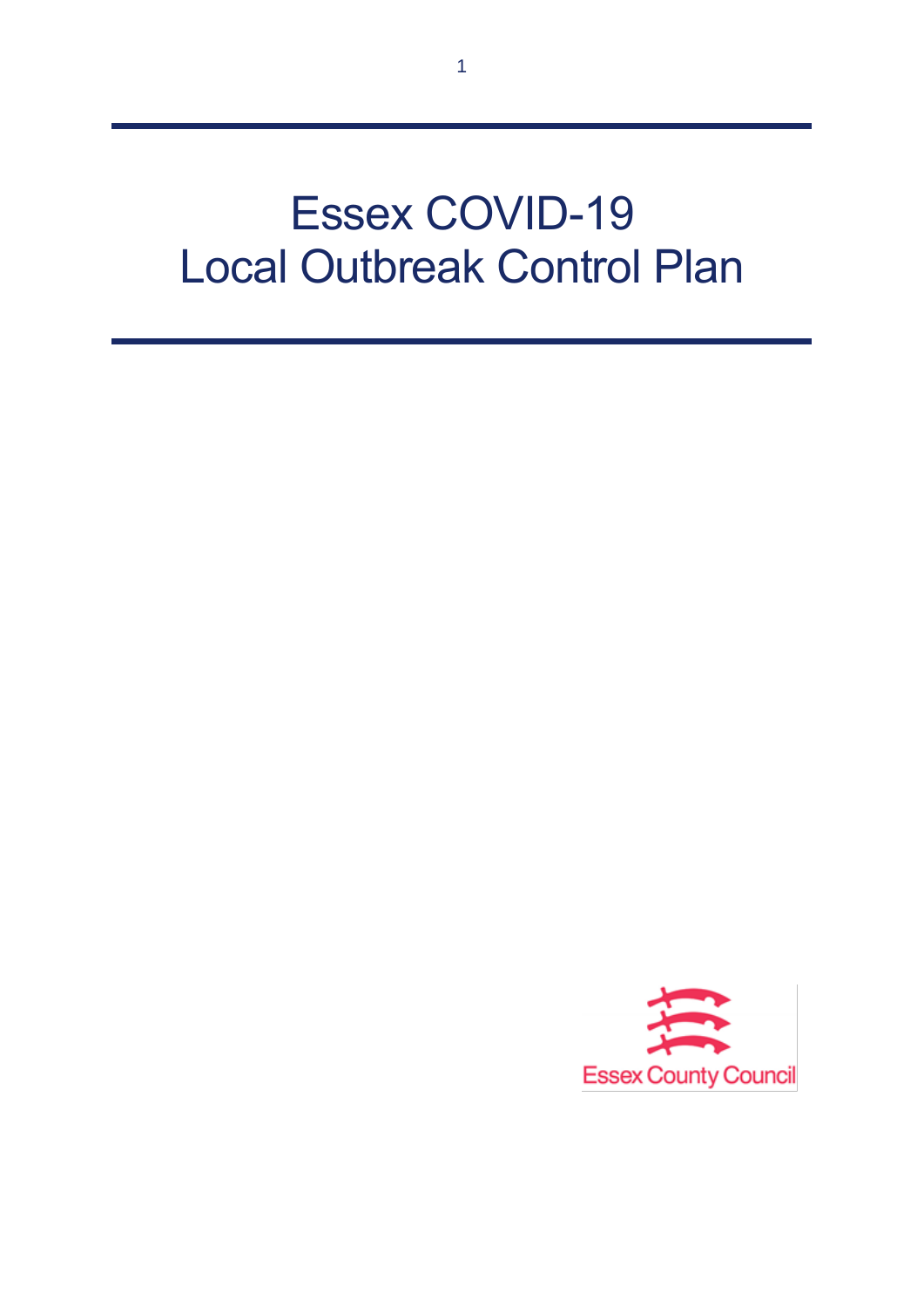# Essex COVID-19 Local Outbreak Control Plan

Essex County Council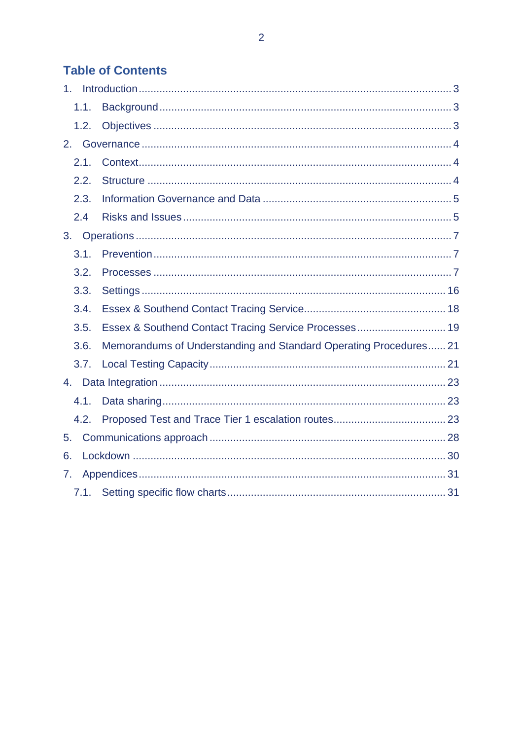## Table of Contents

- 1. Introduction ... 3
  - 1.1. Background ... 3
  - 1.2. Objectives ... 3
- 2. Governance ... 4
  - 2.1. Context ... 4
  - 2.2. Structure ... 4
  - 2.3. Information Governance and Data ... 5
  - 2.4 Risks and Issues ... 5
- 3. Operations ... 7
  - 3.1. Prevention ... 7
  - 3.2. Processes ... 7
  - 3.3. Settings ... 16
  - 3.4. Essex & Southend Contact Tracing Service ... 18
  - 3.5. Essex & Southend Contact Tracing Service Processes ... 19
  - 3.6. Memorandums of Understanding and Standard Operating Procedures ... 21
  - 3.7. Local Testing Capacity ... 21
- 4. Data Integration ... 23
  - 4.1. Data sharing ... 23
  - 4.2. Proposed Test and Trace Tier 1 escalation routes ... 23
- 5. Communications approach ... 28
- 6. Lockdown ... 30
- 7. Appendices ... 31
  - 7.1. Setting specific flow charts ... 31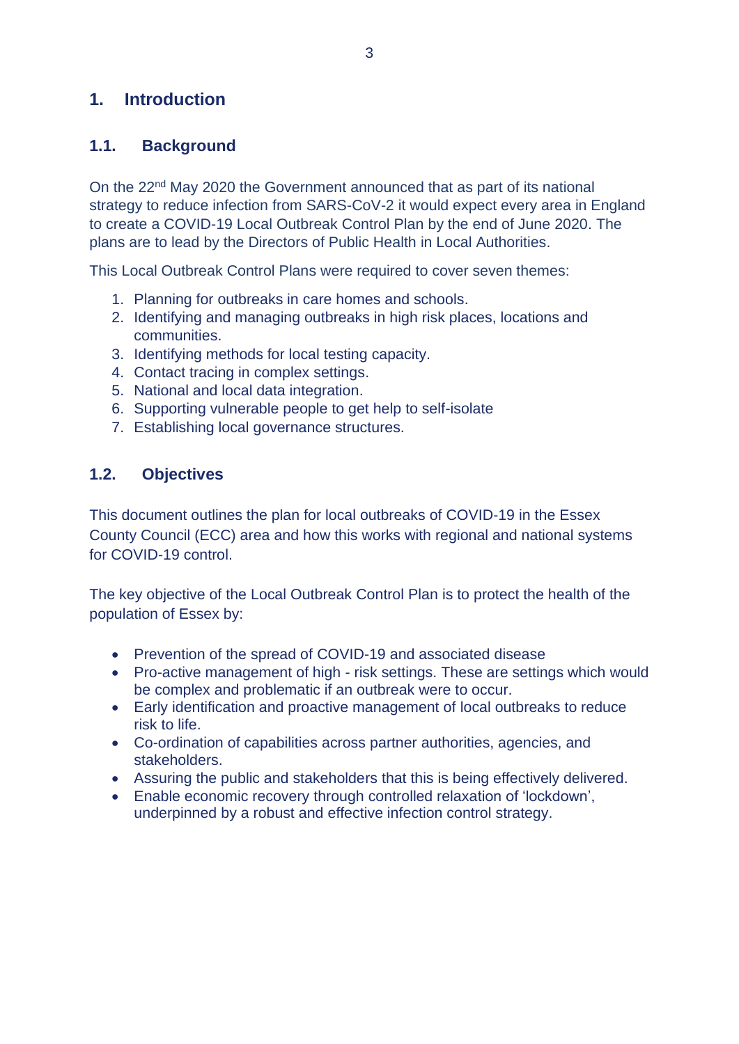# 1. Introduction

## 1.1. Background

On the 22nd May 2020 the Government announced that as part of its national strategy to reduce infection from SARS-CoV-2 it would expect every area in England to create a COVID-19 Local Outbreak Control Plan by the end of June 2020. The plans are to lead by the Directors of Public Health in Local Authorities.

This Local Outbreak Control Plans were required to cover seven themes:

1. Planning for outbreaks in care homes and schools.
2. Identifying and managing outbreaks in high risk places, locations and communities.
3. Identifying methods for local testing capacity.
4. Contact tracing in complex settings.
5. National and local data integration.
6. Supporting vulnerable people to get help to self-isolate
7. Establishing local governance structures.

## 1.2. Objectives

This document outlines the plan for local outbreaks of COVID-19 in the Essex County Council (ECC) area and how this works with regional and national systems for COVID-19 control.

The key objective of the Local Outbreak Control Plan is to protect the health of the population of Essex by:

- Prevention of the spread of COVID-19 and associated disease
- Pro-active management of high - risk settings. These are settings which would be complex and problematic if an outbreak were to occur.
- Early identification and proactive management of local outbreaks to reduce risk to life.
- Co-ordination of capabilities across partner authorities, agencies, and stakeholders.
- Assuring the public and stakeholders that this is being effectively delivered.
- Enable economic recovery through controlled relaxation of 'lockdown', underpinned by a robust and effective infection control strategy.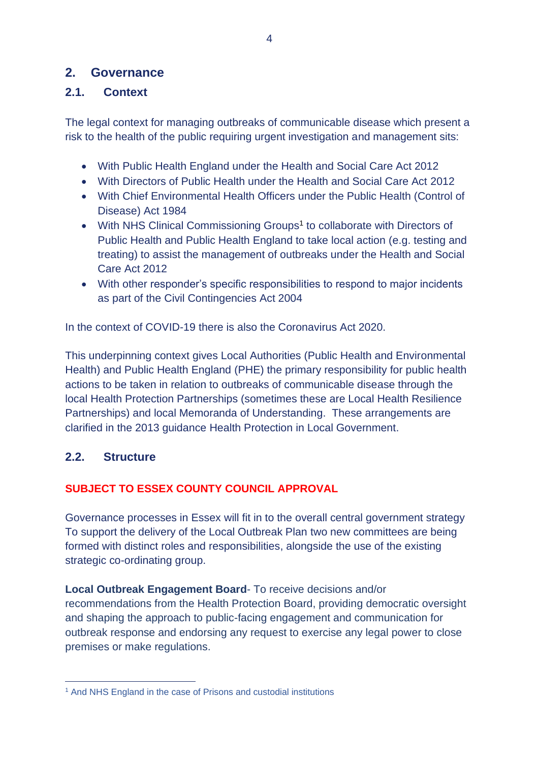## 2. Governance

### 2.1. Context

The legal context for managing outbreaks of communicable disease which present a risk to the health of the public requiring urgent investigation and management sits:

- With Public Health England under the Health and Social Care Act 2012
- With Directors of Public Health under the Health and Social Care Act 2012
- With Chief Environmental Health Officers under the Public Health (Control of Disease) Act 1984
- With NHS Clinical Commissioning Groups[1] to collaborate with Directors of Public Health and Public Health England to take local action (e.g. testing and treating) to assist the management of outbreaks under the Health and Social Care Act 2012
- With other responder's specific responsibilities to respond to major incidents as part of the Civil Contingencies Act 2004

In the context of COVID-19 there is also the Coronavirus Act 2020.

This underpinning context gives Local Authorities (Public Health and Environmental Health) and Public Health England (PHE) the primary responsibility for public health actions to be taken in relation to outbreaks of communicable disease through the local Health Protection Partnerships (sometimes these are Local Health Resilience Partnerships) and local Memoranda of Understanding. These arrangements are clarified in the 2013 guidance Health Protection in Local Government.

### 2.2. Structure

**SUBJECT TO ESSEX COUNTY COUNCIL APPROVAL**

Governance processes in Essex will fit in to the overall central government strategy To support the delivery of the Local Outbreak Plan two new committees are being formed with distinct roles and responsibilities, alongside the use of the existing strategic co-ordinating group.

**Local Outbreak Engagement Board**- To receive decisions and/or recommendations from the Health Protection Board, providing democratic oversight and shaping the approach to public-facing engagement and communication for outbreak response and endorsing any request to exercise any legal power to close premises or make regulations.

---

[1] And NHS England in the case of Prisons and custodial institutions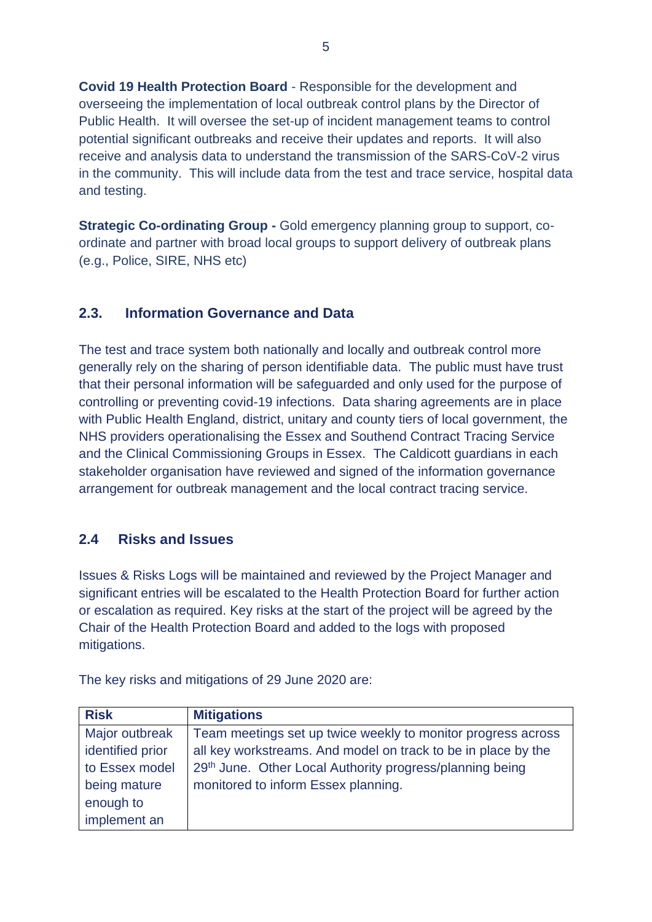**Covid 19 Health Protection Board** - Responsible for the development and overseeing the implementation of local outbreak control plans by the Director of Public Health. It will oversee the set-up of incident management teams to control potential significant outbreaks and receive their updates and reports. It will also receive and analysis data to understand the transmission of the SARS-CoV-2 virus in the community. This will include data from the test and trace service, hospital data and testing.

**Strategic Co-ordinating Group -** Gold emergency planning group to support, co-ordinate and partner with broad local groups to support delivery of outbreak plans (e.g., Police, SIRE, NHS etc)

## 2.3. Information Governance and Data

The test and trace system both nationally and locally and outbreak control more generally rely on the sharing of person identifiable data. The public must have trust that their personal information will be safeguarded and only used for the purpose of controlling or preventing covid-19 infections. Data sharing agreements are in place with Public Health England, district, unitary and county tiers of local government, the NHS providers operationalising the Essex and Southend Contract Tracing Service and the Clinical Commissioning Groups in Essex. The Caldicott guardians in each stakeholder organisation have reviewed and signed of the information governance arrangement for outbreak management and the local contract tracing service.

## 2.4 Risks and Issues

Issues & Risks Logs will be maintained and reviewed by the Project Manager and significant entries will be escalated to the Health Protection Board for further action or escalation as required. Key risks at the start of the project will be agreed by the Chair of the Health Protection Board and added to the logs with proposed mitigations.

The key risks and mitigations of 29 June 2020 are:

| Risk | Mitigations |
|---|---|
| Major outbreak identified prior to Essex model being mature enough to implement an | Team meetings set up twice weekly to monitor progress across all key workstreams. And model on track to be in place by the 29th June. Other Local Authority progress/planning being monitored to inform Essex planning. |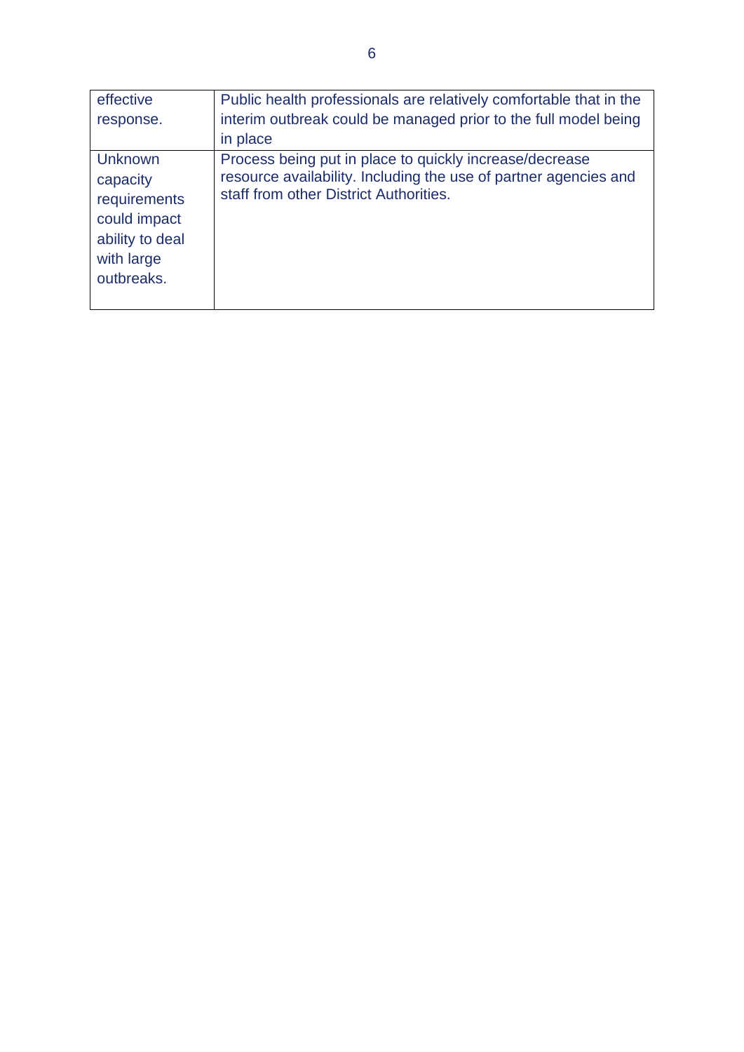| | |
|---|---|
| effective response. | Public health professionals are relatively comfortable that in the interim outbreak could be managed prior to the full model being in place |
| Unknown capacity requirements could impact ability to deal with large outbreaks. | Process being put in place to quickly increase/decrease resource availability. Including the use of partner agencies and staff from other District Authorities. |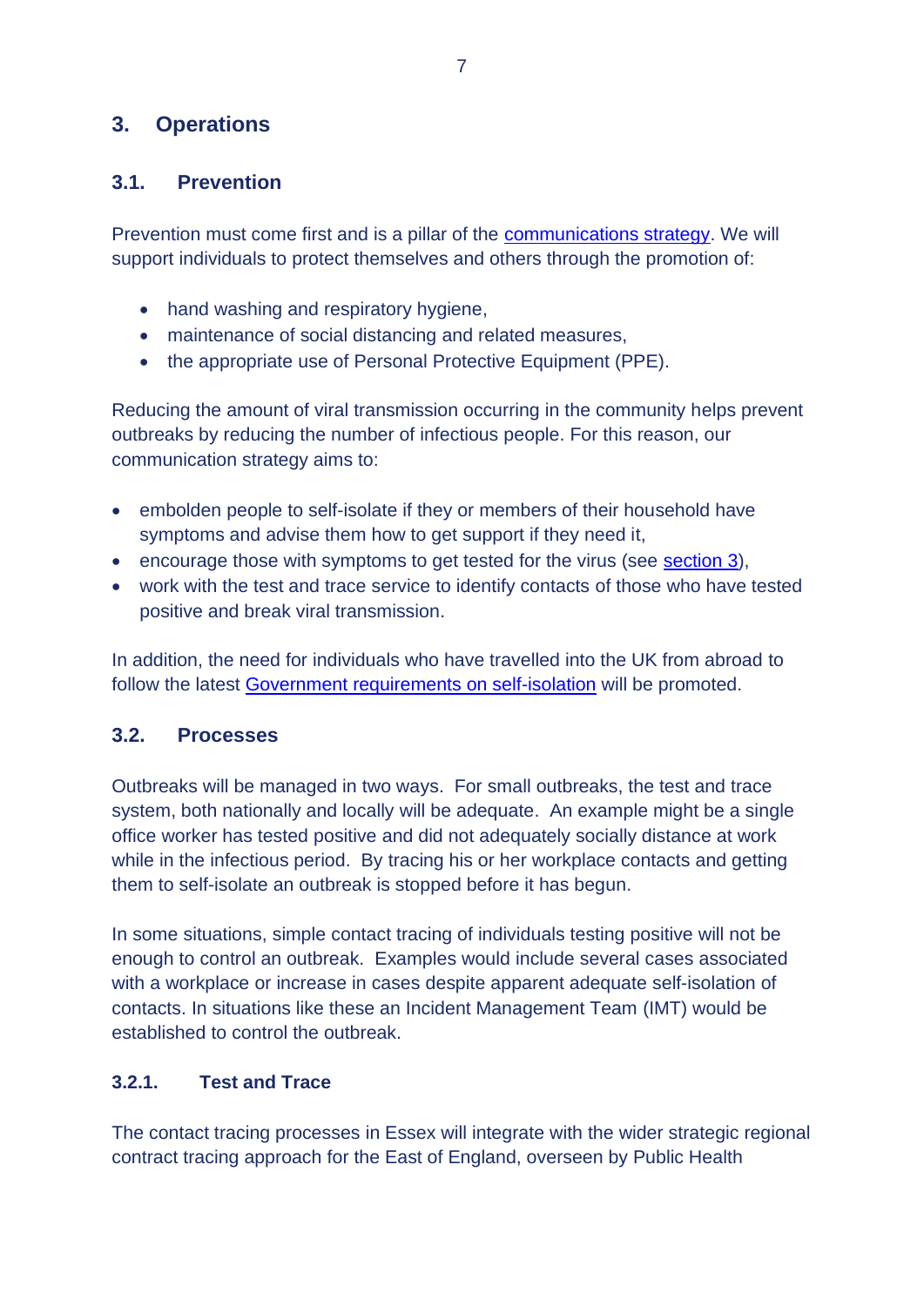# 3. Operations

## 3.1. Prevention

Prevention must come first and is a pillar of the [communications strategy](). We will support individuals to protect themselves and others through the promotion of:

- hand washing and respiratory hygiene,
- maintenance of social distancing and related measures,
- the appropriate use of Personal Protective Equipment (PPE).

Reducing the amount of viral transmission occurring in the community helps prevent outbreaks by reducing the number of infectious people. For this reason, our communication strategy aims to:

- embolden people to self-isolate if they or members of their household have symptoms and advise them how to get support if they need it,
- encourage those with symptoms to get tested for the virus (see [section 3]()),
- work with the test and trace service to identify contacts of those who have tested positive and break viral transmission.

In addition, the need for individuals who have travelled into the UK from abroad to follow the latest [Government requirements on self-isolation]() will be promoted.

## 3.2. Processes

Outbreaks will be managed in two ways. For small outbreaks, the test and trace system, both nationally and locally will be adequate. An example might be a single office worker has tested positive and did not adequately socially distance at work while in the infectious period. By tracing his or her workplace contacts and getting them to self-isolate an outbreak is stopped before it has begun.

In some situations, simple contact tracing of individuals testing positive will not be enough to control an outbreak. Examples would include several cases associated with a workplace or increase in cases despite apparent adequate self-isolation of contacts. In situations like these an Incident Management Team (IMT) would be established to control the outbreak.

### 3.2.1. Test and Trace

The contact tracing processes in Essex will integrate with the wider strategic regional contract tracing approach for the East of England, overseen by Public Health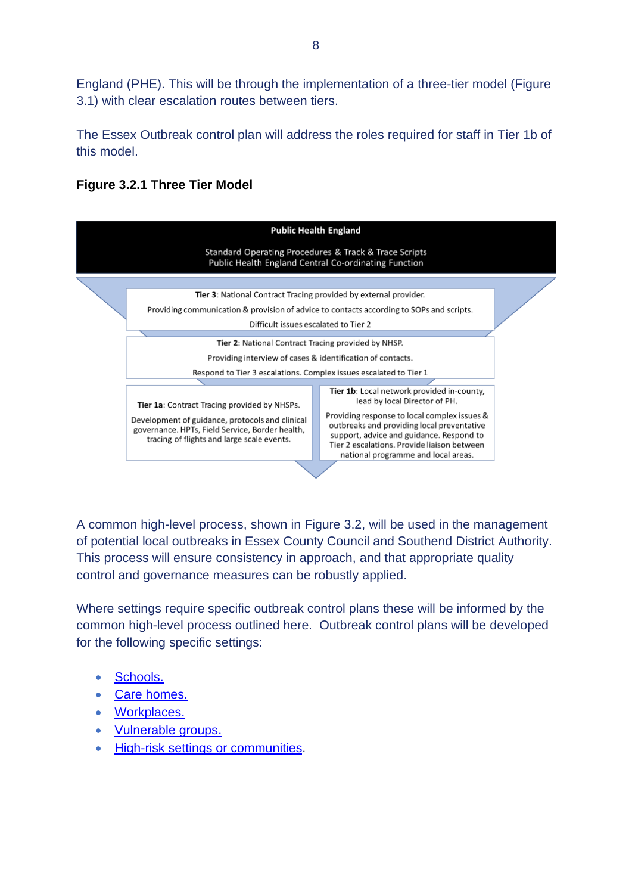England (PHE). This will be through the implementation of a three-tier model (Figure 3.1) with clear escalation routes between tiers.

The Essex Outbreak control plan will address the roles required for staff in Tier 1b of this model.

**Figure 3.2.1 Three Tier Model**

**Public Health England**

Standard Operating Procedures & Track & Trace Scripts
Public Health England Central Co-ordinating Function

**Tier 3**: National Contract Tracing provided by external provider.

Providing communication & provision of advice to contacts according to SOPs and scripts.

Difficult issues escalated to Tier 2

**Tier 2**: National Contract Tracing provided by NHSP.

Providing interview of cases & identification of contacts.

Respond to Tier 3 escalations. Complex issues escalated to Tier 1

**Tier 1a**: Contract Tracing provided by NHSPs.

Development of guidance, protocols and clinical governance. HPTs, Field Service, Border health, tracing of flights and large scale events.

**Tier 1b**: Local network provided in-county, lead by local Director of PH.

Providing response to local complex issues & outbreaks and providing local preventative support, advice and guidance. Respond to Tier 2 escalations. Provide liaison between national programme and local areas.

A common high-level process, shown in Figure 3.2, will be used in the management of potential local outbreaks in Essex County Council and Southend District Authority. This process will ensure consistency in approach, and that appropriate quality control and governance measures can be robustly applied.

Where settings require specific outbreak control plans these will be informed by the common high-level process outlined here. Outbreak control plans will be developed for the following specific settings:

- Schools.
- Care homes.
- Workplaces.
- Vulnerable groups.
- High-risk settings or communities.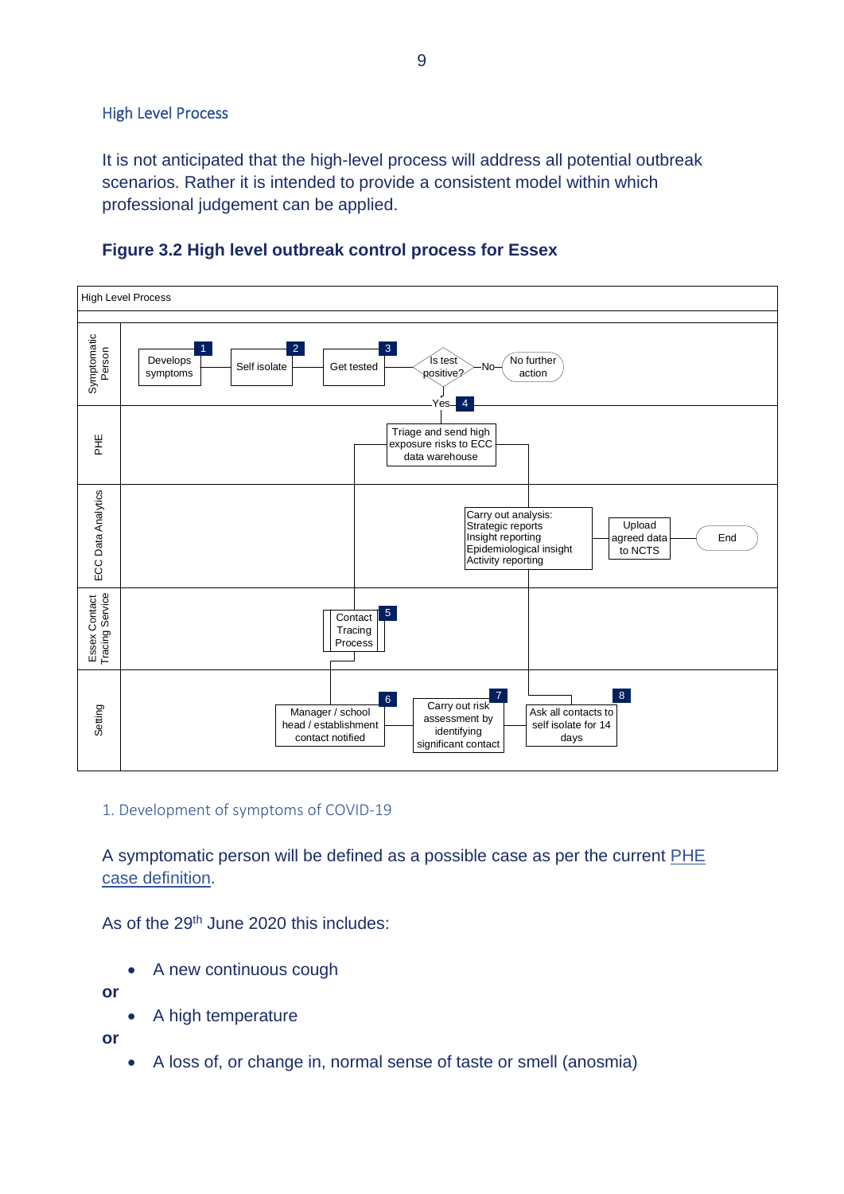## High Level Process

It is not anticipated that the high-level process will address all potential outbreak scenarios. Rather it is intended to provide a consistent model within which professional judgement can be applied.

**Figure 3.2 High level outbreak control process for Essex**

High Level Process

| Lane | Steps |
|---|---|
| Symptomatic Person | 1 Develops symptoms → 2 Self isolate → 3 Get tested → Is test positive? (No → No further action; Yes → 4) |
| PHE | 4 Triage and send high exposure risks to ECC data warehouse |
| ECC Data Analytics | Carry out analysis: Strategic reports, Insight reporting, Epidemiological insight, Activity reporting → Upload agreed data to NCTS → End |
| Essex Contact Tracing Service | 5 Contact Tracing Process |
| Setting | 6 Manager / school head / establishment contact notified → 7 Carry out risk assessment by identifying significant contact → 8 Ask all contacts to self isolate for 14 days |

### 1. Development of symptoms of COVID-19

A symptomatic person will be defined as a possible case as per the current PHE case definition.

As of the 29th June 2020 this includes:

- A new continuous cough

**or**

- A high temperature

**or**

- A loss of, or change in, normal sense of taste or smell (anosmia)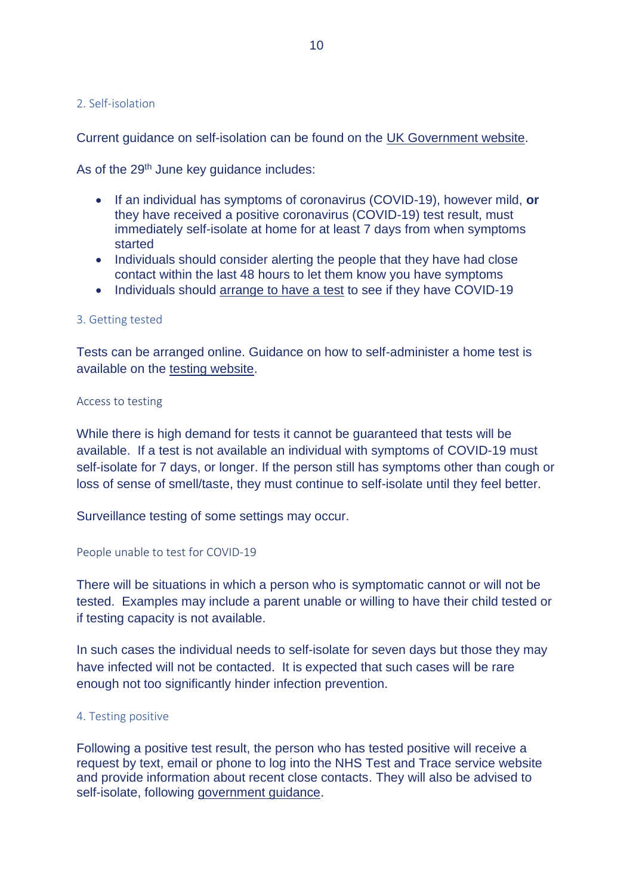## 2. Self-isolation

Current guidance on self-isolation can be found on the UK Government website.

As of the 29th June key guidance includes:

- If an individual has symptoms of coronavirus (COVID-19), however mild, **or** they have received a positive coronavirus (COVID-19) test result, must immediately self-isolate at home for at least 7 days from when symptoms started
- Individuals should consider alerting the people that they have had close contact within the last 48 hours to let them know you have symptoms
- Individuals should arrange to have a test to see if they have COVID-19

## 3. Getting tested

Tests can be arranged online. Guidance on how to self-administer a home test is available on the testing website.

### Access to testing

While there is high demand for tests it cannot be guaranteed that tests will be available. If a test is not available an individual with symptoms of COVID-19 must self-isolate for 7 days, or longer. If the person still has symptoms other than cough or loss of sense of smell/taste, they must continue to self-isolate until they feel better.

Surveillance testing of some settings may occur.

### People unable to test for COVID-19

There will be situations in which a person who is symptomatic cannot or will not be tested. Examples may include a parent unable or willing to have their child tested or if testing capacity is not available.

In such cases the individual needs to self-isolate for seven days but those they may have infected will not be contacted. It is expected that such cases will be rare enough not too significantly hinder infection prevention.

## 4. Testing positive

Following a positive test result, the person who has tested positive will receive a request by text, email or phone to log into the NHS Test and Trace service website and provide information about recent close contacts. They will also be advised to self-isolate, following government guidance.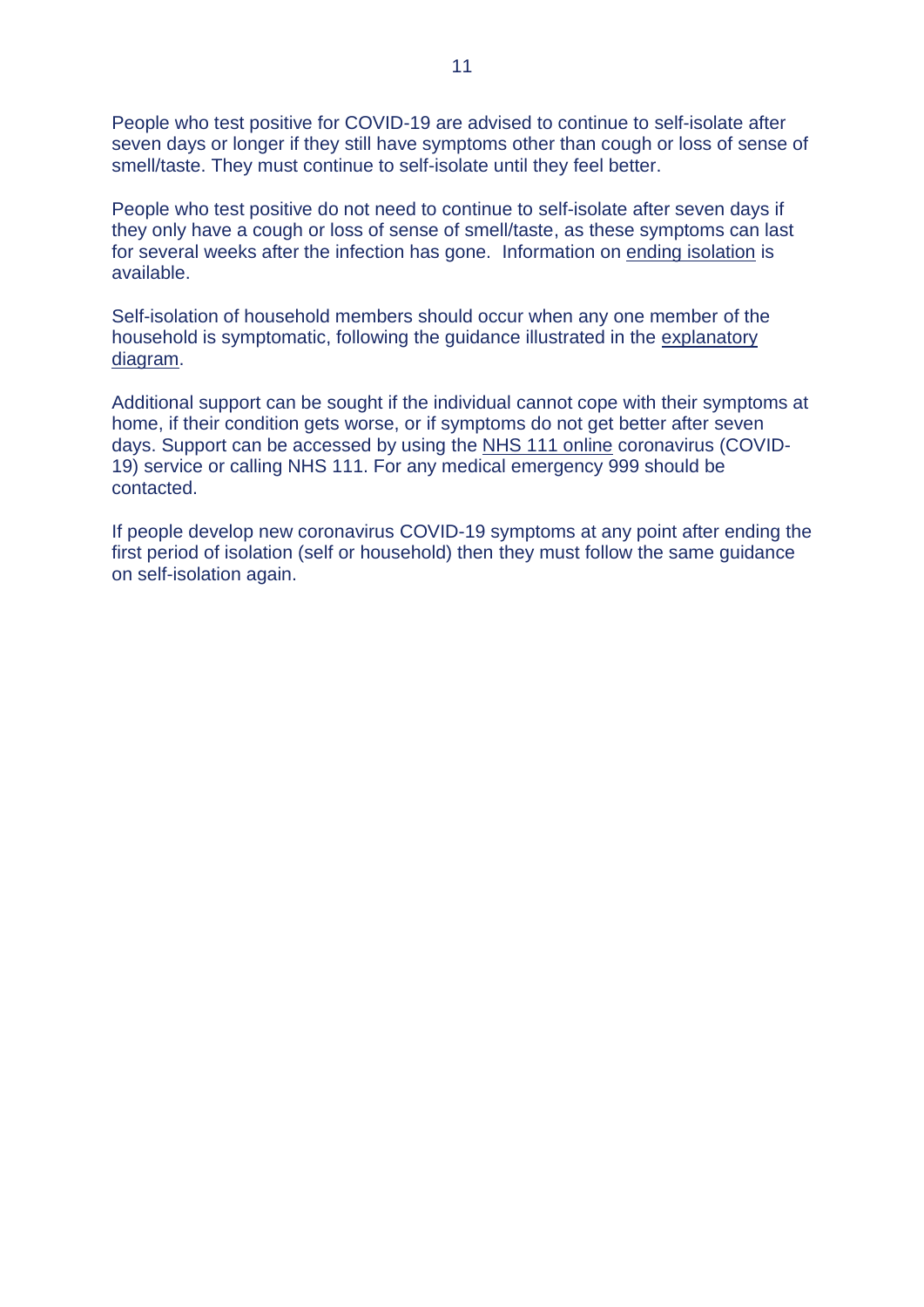People who test positive for COVID-19 are advised to continue to self-isolate after seven days or longer if they still have symptoms other than cough or loss of sense of smell/taste. They must continue to self-isolate until they feel better.

People who test positive do not need to continue to self-isolate after seven days if they only have a cough or loss of sense of smell/taste, as these symptoms can last for several weeks after the infection has gone. Information on ending isolation is available.

Self-isolation of household members should occur when any one member of the household is symptomatic, following the guidance illustrated in the explanatory diagram.

Additional support can be sought if the individual cannot cope with their symptoms at home, if their condition gets worse, or if symptoms do not get better after seven days. Support can be accessed by using the NHS 111 online coronavirus (COVID-19) service or calling NHS 111. For any medical emergency 999 should be contacted.

If people develop new coronavirus COVID-19 symptoms at any point after ending the first period of isolation (self or household) then they must follow the same guidance on self-isolation again.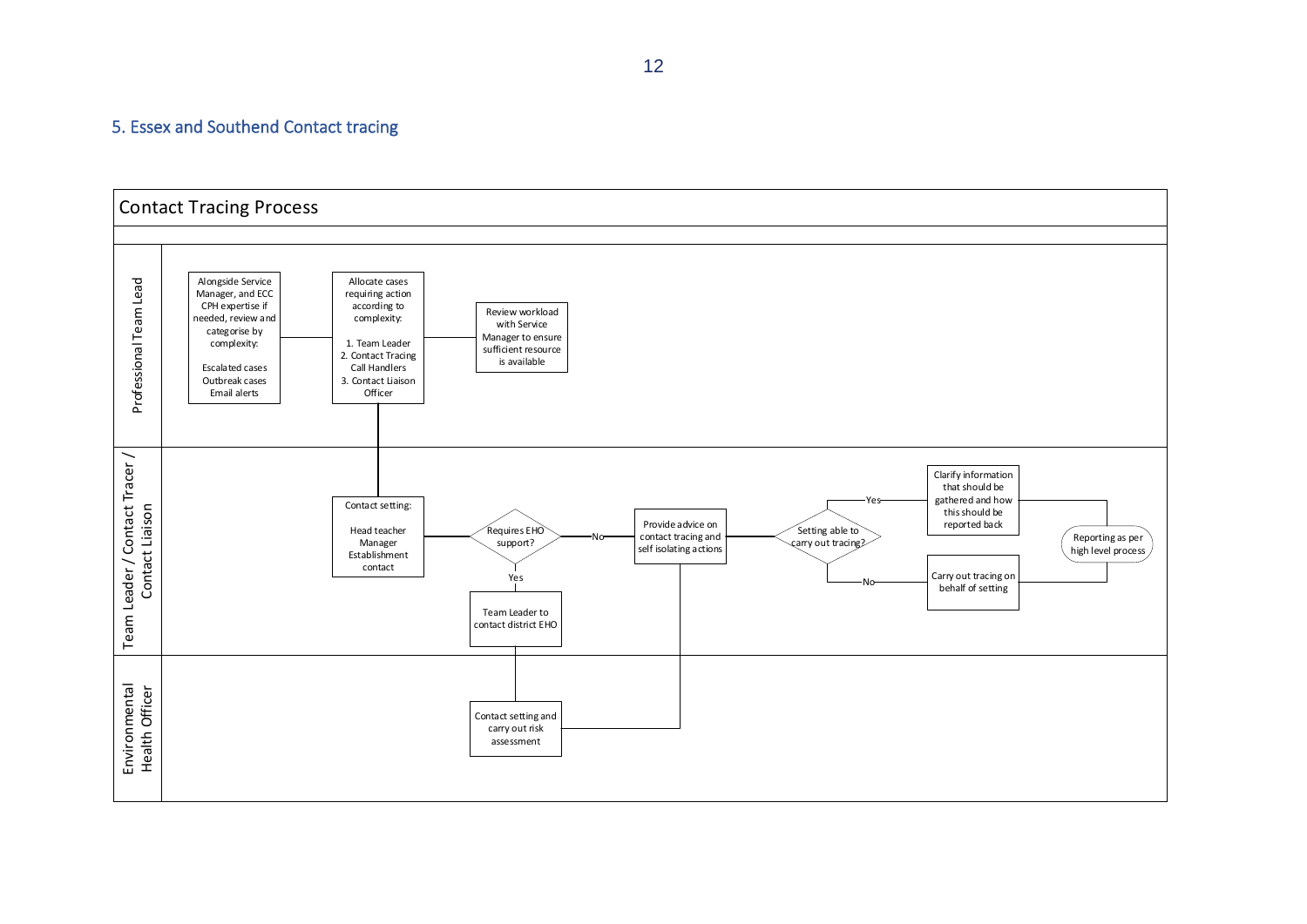## 5. Essex and Southend Contact tracing

### Contact Tracing Process

**Professional Team Lead**

- Alongside Service Manager, and ECC CPH expertise if needed, review and categorise by complexity:

  Escalated cases
  Outbreak cases
  Email alerts

- Allocate cases requiring action according to complexity:

  1. Team Leader
  2. Contact Tracing Call Handlers
  3. Contact Liaison Officer

- Review workload with Service Manager to ensure sufficient resource is available

**Team Leader / Contact Tracer / Contact Liaison**

- Contact setting:

  Head teacher
  Manager
  Establishment contact

- Requires EHO support?
  - Yes → Team Leader to contact district EHO
  - No → Provide advice on contact tracing and self isolating actions
- Setting able to carry out tracing?
  - Yes → Clarify information that should be gathered and how this should be reported back
  - No → Carry out tracing on behalf of setting
- Reporting as per high level process

**Environmental Health Officer**

- Contact setting and carry out risk assessment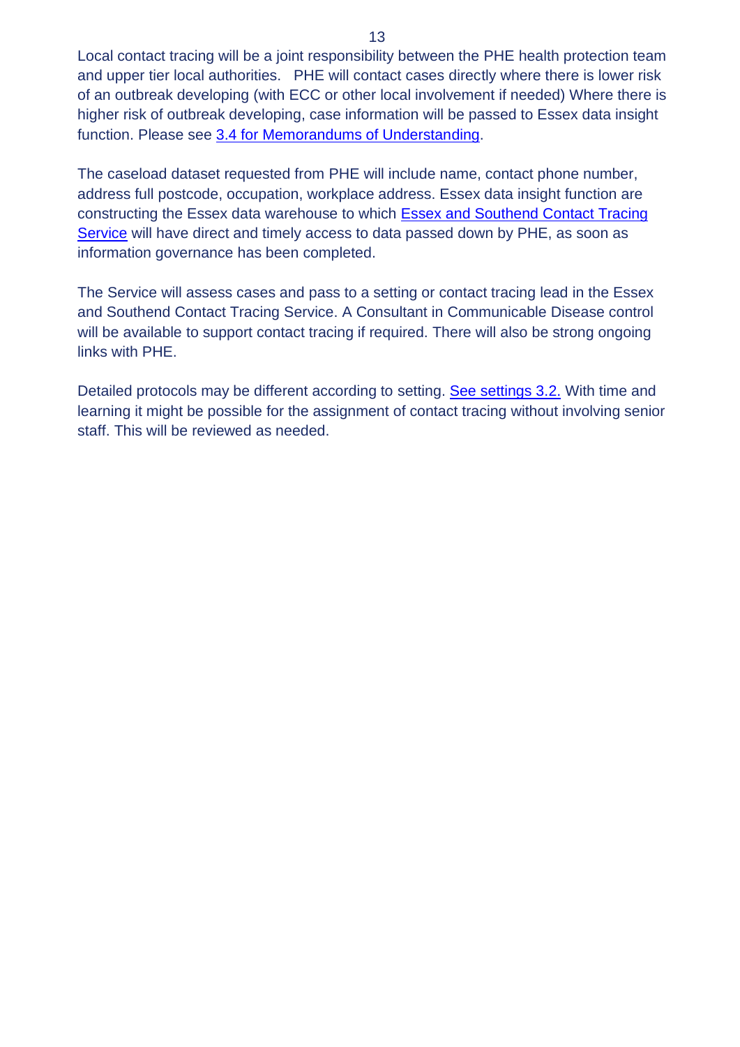Local contact tracing will be a joint responsibility between the PHE health protection team and upper tier local authorities.   PHE will contact cases directly where there is lower risk of an outbreak developing (with ECC or other local involvement if needed) Where there is higher risk of outbreak developing, case information will be passed to Essex data insight function. Please see 3.4 for Memorandums of Understanding.

The caseload dataset requested from PHE will include name, contact phone number, address full postcode, occupation, workplace address. Essex data insight function are constructing the Essex data warehouse to which Essex and Southend Contact Tracing Service will have direct and timely access to data passed down by PHE, as soon as information governance has been completed.

The Service will assess cases and pass to a setting or contact tracing lead in the Essex and Southend Contact Tracing Service. A Consultant in Communicable Disease control will be available to support contact tracing if required. There will also be strong ongoing links with PHE.

Detailed protocols may be different according to setting. See settings 3.2. With time and learning it might be possible for the assignment of contact tracing without involving senior staff. This will be reviewed as needed.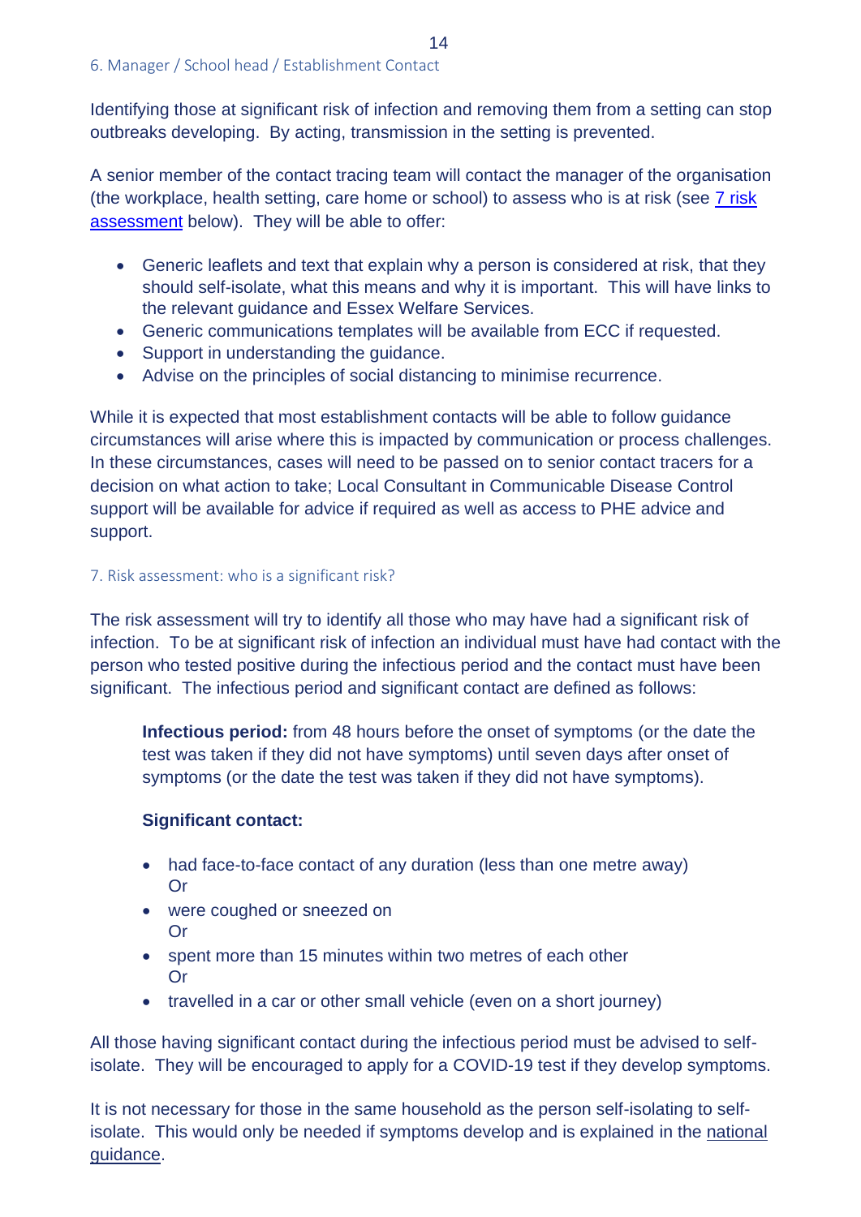## 6. Manager / School head / Establishment Contact

Identifying those at significant risk of infection and removing them from a setting can stop outbreaks developing. By acting, transmission in the setting is prevented.

A senior member of the contact tracing team will contact the manager of the organisation (the workplace, health setting, care home or school) to assess who is at risk (see 7 risk assessment below). They will be able to offer:

- Generic leaflets and text that explain why a person is considered at risk, that they should self-isolate, what this means and why it is important. This will have links to the relevant guidance and Essex Welfare Services.
- Generic communications templates will be available from ECC if requested.
- Support in understanding the guidance.
- Advise on the principles of social distancing to minimise recurrence.

While it is expected that most establishment contacts will be able to follow guidance circumstances will arise where this is impacted by communication or process challenges. In these circumstances, cases will need to be passed on to senior contact tracers for a decision on what action to take; Local Consultant in Communicable Disease Control support will be available for advice if required as well as access to PHE advice and support.

## 7. Risk assessment: who is a significant risk?

The risk assessment will try to identify all those who may have had a significant risk of infection. To be at significant risk of infection an individual must have had contact with the person who tested positive during the infectious period and the contact must have been significant. The infectious period and significant contact are defined as follows:

**Infectious period:** from 48 hours before the onset of symptoms (or the date the test was taken if they did not have symptoms) until seven days after onset of symptoms (or the date the test was taken if they did not have symptoms).

**Significant contact:**

- had face-to-face contact of any duration (less than one metre away)
  Or
- were coughed or sneezed on
  Or
- spent more than 15 minutes within two metres of each other
  Or
- travelled in a car or other small vehicle (even on a short journey)

All those having significant contact during the infectious period must be advised to self-isolate. They will be encouraged to apply for a COVID-19 test if they develop symptoms.

It is not necessary for those in the same household as the person self-isolating to self-isolate. This would only be needed if symptoms develop and is explained in the national guidance.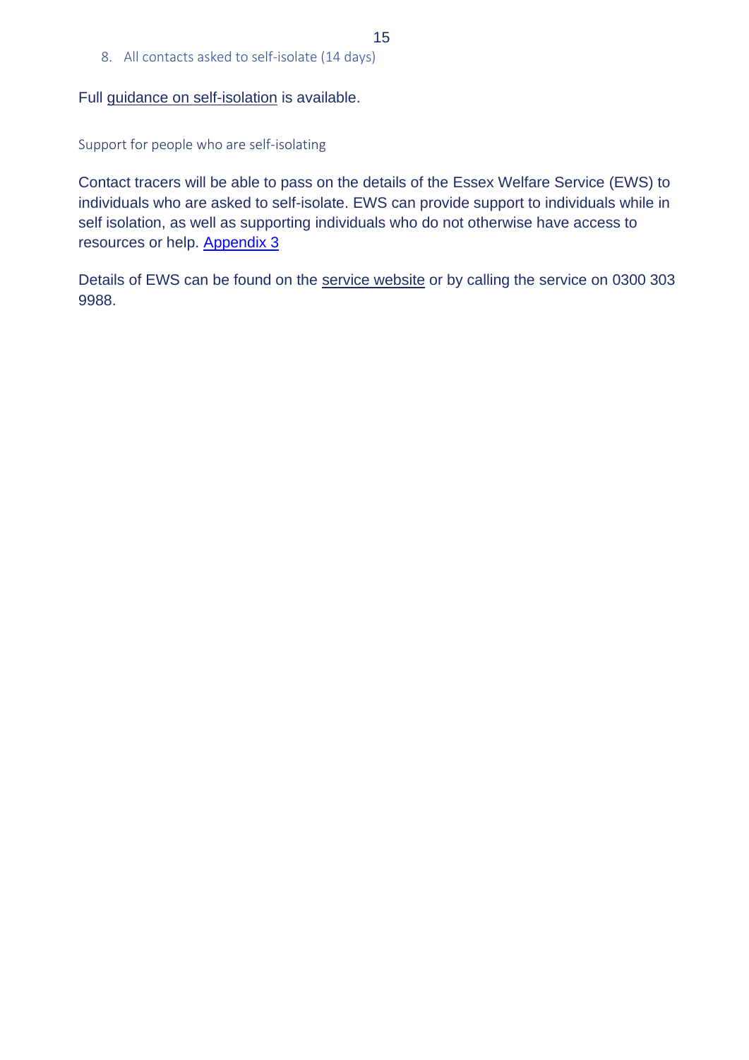8. All contacts asked to self-isolate (14 days)

Full guidance on self-isolation is available.

### Support for people who are self-isolating

Contact tracers will be able to pass on the details of the Essex Welfare Service (EWS) to individuals who are asked to self-isolate. EWS can provide support to individuals while in self isolation, as well as supporting individuals who do not otherwise have access to resources or help. Appendix 3

Details of EWS can be found on the service website or by calling the service on 0300 303 9988.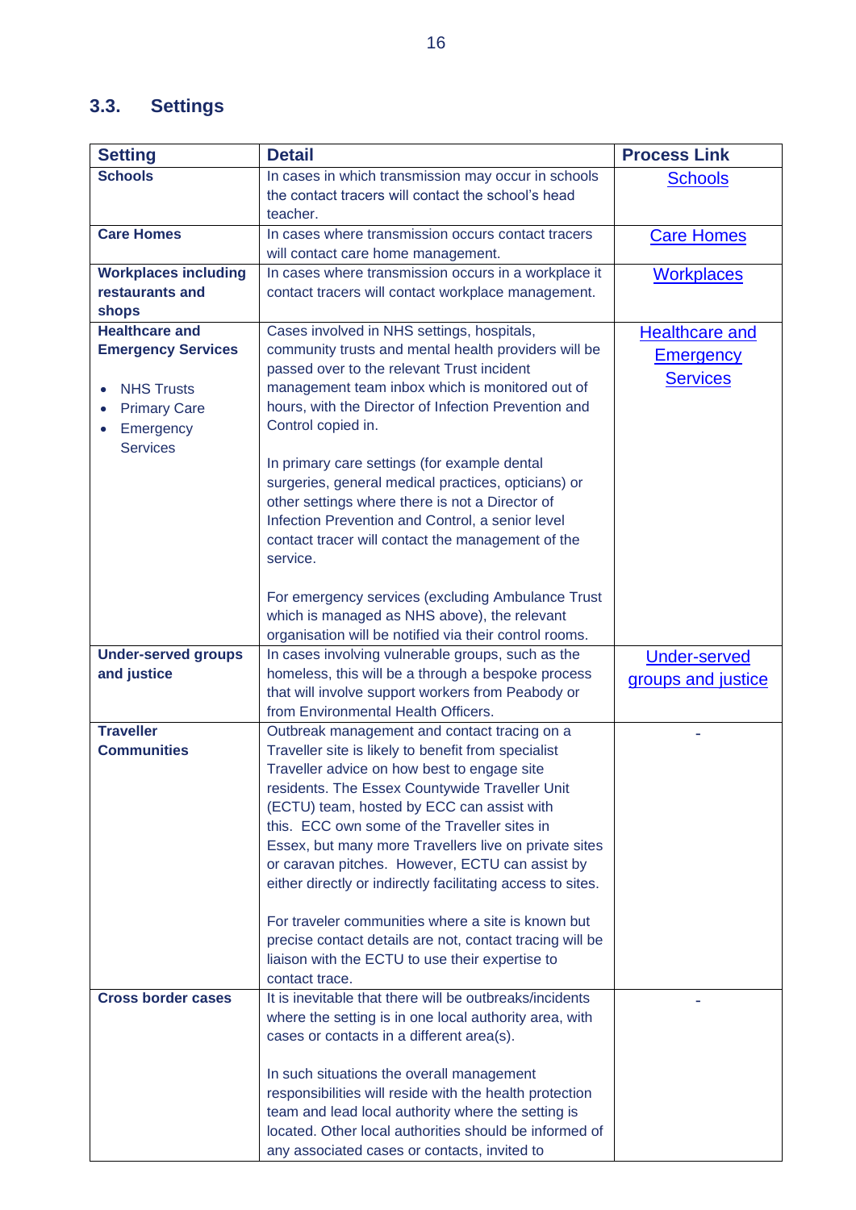## 3.3. Settings

| Setting | Detail | Process Link |
|---|---|---|
| **Schools** | In cases in which transmission may occur in schools the contact tracers will contact the school's head teacher. | Schools |
| **Care Homes** | In cases where transmission occurs contact tracers will contact care home management. | Care Homes |
| **Workplaces including restaurants and shops** | In cases where transmission occurs in a workplace it contact tracers will contact workplace management. | Workplaces |
| **Healthcare and Emergency Services**<br>• NHS Trusts<br>• Primary Care<br>• Emergency Services | Cases involved in NHS settings, hospitals, community trusts and mental health providers will be passed over to the relevant Trust incident management team inbox which is monitored out of hours, with the Director of Infection Prevention and Control copied in.<br><br>In primary care settings (for example dental surgeries, general medical practices, opticians) or other settings where there is not a Director of Infection Prevention and Control, a senior level contact tracer will contact the management of the service.<br><br>For emergency services (excluding Ambulance Trust which is managed as NHS above), the relevant organisation will be notified via their control rooms. | Healthcare and Emergency Services |
| **Under-served groups and justice** | In cases involving vulnerable groups, such as the homeless, this will be a through a bespoke process that will involve support workers from Peabody or from Environmental Health Officers. | Under-served groups and justice |
| **Traveller Communities** | Outbreak management and contact tracing on a Traveller site is likely to benefit from specialist Traveller advice on how best to engage site residents. The Essex Countywide Traveller Unit (ECTU) team, hosted by ECC can assist with this. ECC own some of the Traveller sites in Essex, but many more Travellers live on private sites or caravan pitches. However, ECTU can assist by either directly or indirectly facilitating access to sites.<br><br>For traveler communities where a site is known but precise contact details are not, contact tracing will be liaison with the ECTU to use their expertise to contact trace. | - |
| **Cross border cases** | It is inevitable that there will be outbreaks/incidents where the setting is in one local authority area, with cases or contacts in a different area(s).<br><br>In such situations the overall management responsibilities will reside with the health protection team and lead local authority where the setting is located. Other local authorities should be informed of any associated cases or contacts, invited to | - |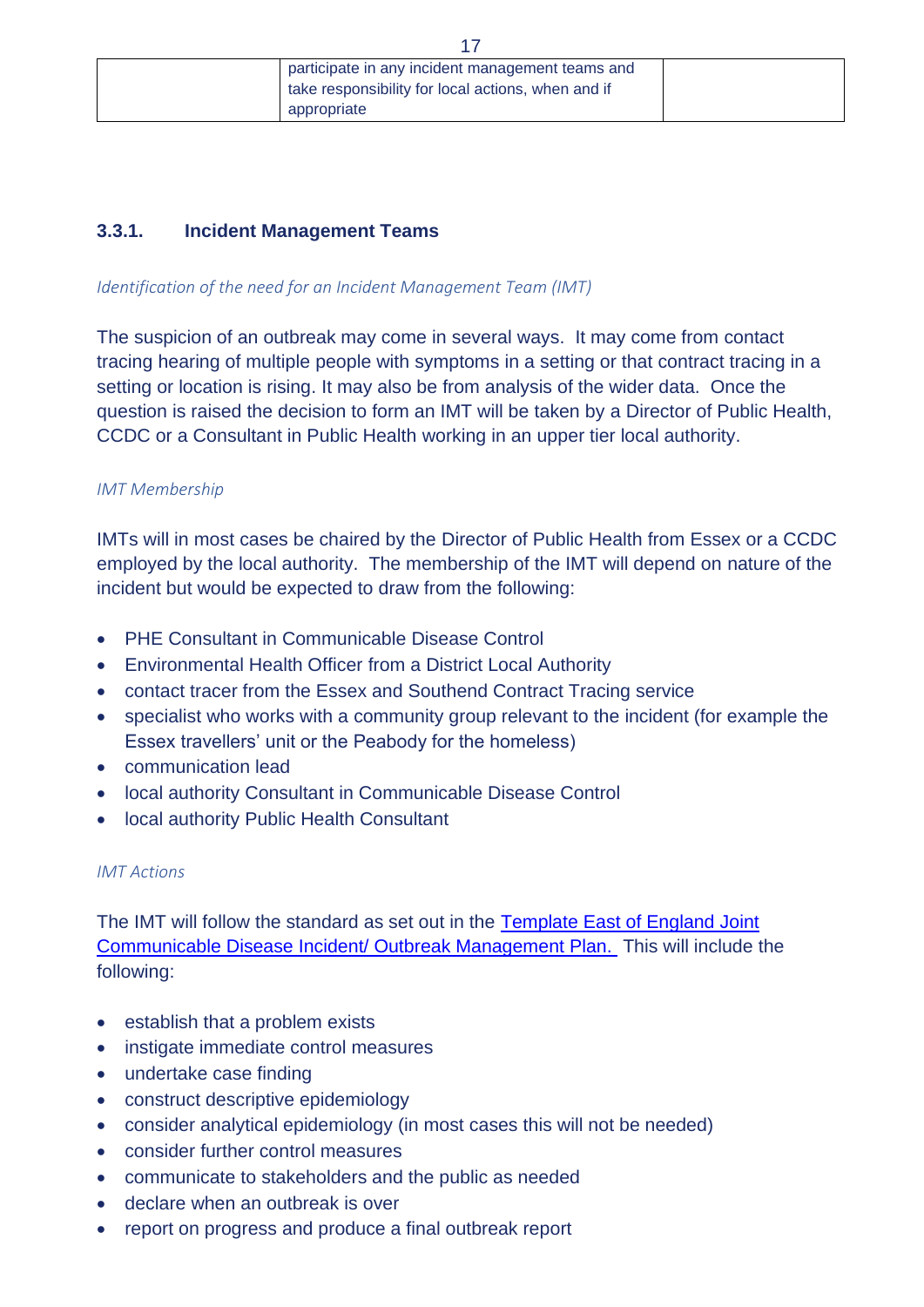| | participate in any incident management teams and take responsibility for local actions, when and if appropriate | |
|---|---|---|

### 3.3.1. Incident Management Teams

*Identification of the need for an Incident Management Team (IMT)*

The suspicion of an outbreak may come in several ways. It may come from contact tracing hearing of multiple people with symptoms in a setting or that contract tracing in a setting or location is rising. It may also be from analysis of the wider data. Once the question is raised the decision to form an IMT will be taken by a Director of Public Health, CCDC or a Consultant in Public Health working in an upper tier local authority.

*IMT Membership*

IMTs will in most cases be chaired by the Director of Public Health from Essex or a CCDC employed by the local authority. The membership of the IMT will depend on nature of the incident but would be expected to draw from the following:

- PHE Consultant in Communicable Disease Control
- Environmental Health Officer from a District Local Authority
- contact tracer from the Essex and Southend Contract Tracing service
- specialist who works with a community group relevant to the incident (for example the Essex travellers' unit or the Peabody for the homeless)
- communication lead
- local authority Consultant in Communicable Disease Control
- local authority Public Health Consultant

*IMT Actions*

The IMT will follow the standard as set out in the [Template East of England Joint Communicable Disease Incident/ Outbreak Management Plan.](#) This will include the following:

- establish that a problem exists
- instigate immediate control measures
- undertake case finding
- construct descriptive epidemiology
- consider analytical epidemiology (in most cases this will not be needed)
- consider further control measures
- communicate to stakeholders and the public as needed
- declare when an outbreak is over
- report on progress and produce a final outbreak report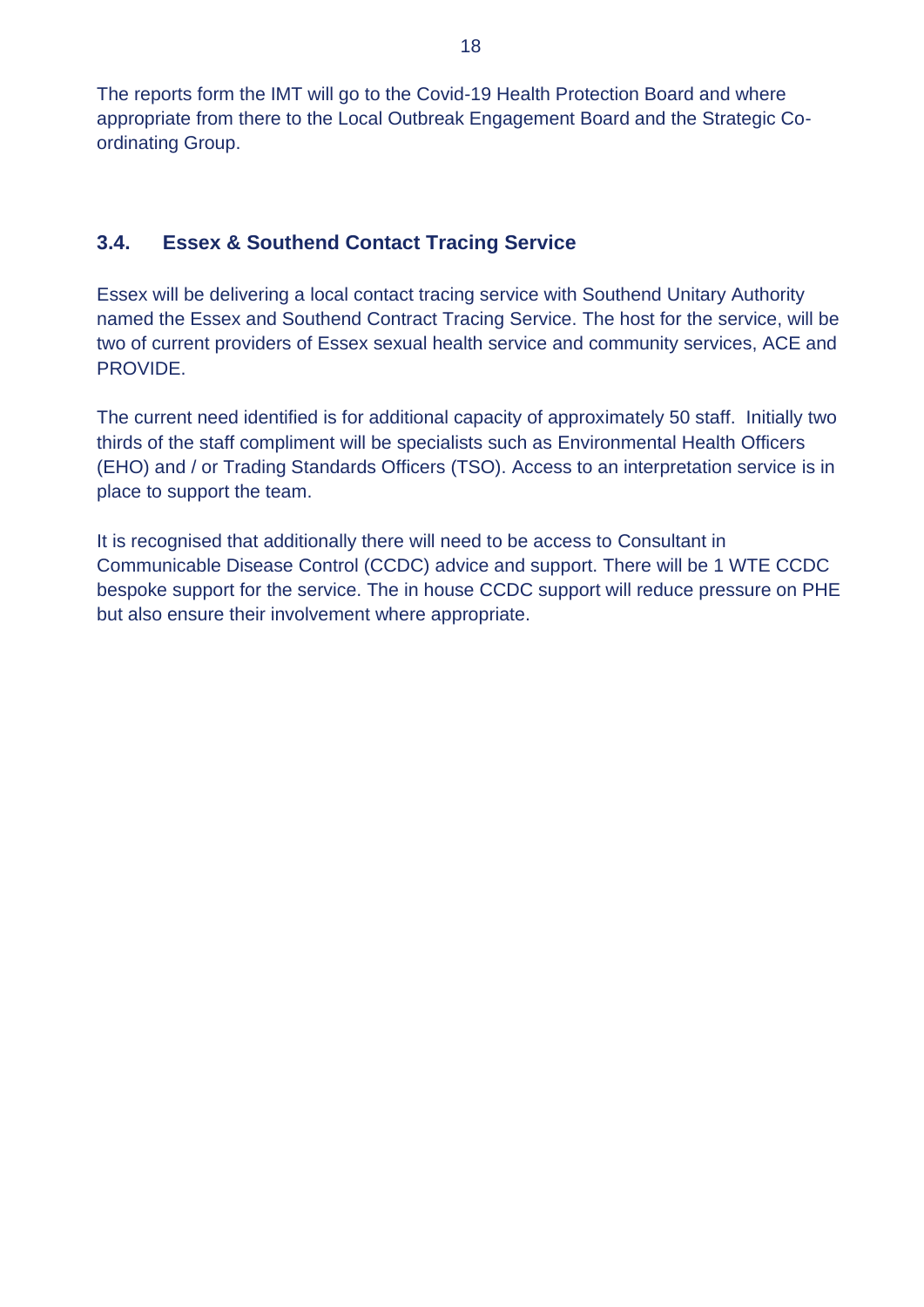The reports form the IMT will go to the Covid-19 Health Protection Board and where appropriate from there to the Local Outbreak Engagement Board and the Strategic Co-ordinating Group.

### 3.4. Essex & Southend Contact Tracing Service

Essex will be delivering a local contact tracing service with Southend Unitary Authority named the Essex and Southend Contract Tracing Service. The host for the service, will be two of current providers of Essex sexual health service and community services, ACE and PROVIDE.

The current need identified is for additional capacity of approximately 50 staff. Initially two thirds of the staff compliment will be specialists such as Environmental Health Officers (EHO) and / or Trading Standards Officers (TSO). Access to an interpretation service is in place to support the team.

It is recognised that additionally there will need to be access to Consultant in Communicable Disease Control (CCDC) advice and support. There will be 1 WTE CCDC bespoke support for the service. The in house CCDC support will reduce pressure on PHE but also ensure their involvement where appropriate.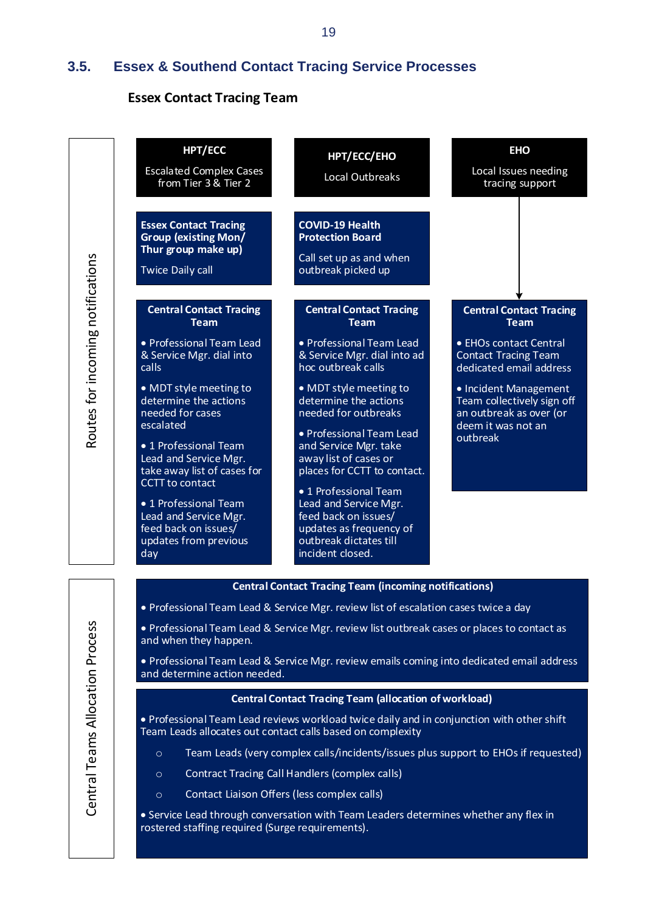## 3.5. Essex & Southend Contact Tracing Service Processes

### Essex Contact Tracing Team

**Routes for incoming notifications**

**HPT/ECC**

Escalated Complex Cases from Tier 3 & Tier 2

**Essex Contact Tracing Group (existing Mon/ Thur group make up)**

Twice Daily call

**Central Contact Tracing Team**

- Professional Team Lead & Service Mgr. dial into calls
- MDT style meeting to determine the actions needed for cases escalated
- 1 Professional Team Lead and Service Mgr. take away list of cases for CCTT to contact
- 1 Professional Team Lead and Service Mgr. feed back on issues/ updates from previous day

**HPT/ECC/EHO**

Local Outbreaks

**COVID-19 Health Protection Board**

Call set up as and when outbreak picked up

**Central Contact Tracing Team**

- Professional Team Lead & Service Mgr. dial into ad hoc outbreak calls
- MDT style meeting to determine the actions needed for outbreaks
- Professional Team Lead and Service Mgr. take away list of cases or places for CCTT to contact.
- 1 Professional Team Lead and Service Mgr. feed back on issues/ updates as frequency of outbreak dictates till incident closed.

**EHO**

Local Issues needing tracing support

**Central Contact Tracing Team**

- EHOs contact Central Contact Tracing Team dedicated email address
- Incident Management Team collectively sign off an outbreak as over (or deem it was not an outbreak

**Central Teams Allocation Process**

**Central Contact Tracing Team (incoming notifications)**

- Professional Team Lead & Service Mgr. review list of escalation cases twice a day
- Professional Team Lead & Service Mgr. review list outbreak cases or places to contact as and when they happen.
- Professional Team Lead & Service Mgr. review emails coming into dedicated email address and determine action needed.

**Central Contact Tracing Team (allocation of workload)**

- Professional Team Lead reviews workload twice daily and in conjunction with other shift Team Leads allocates out contact calls based on complexity
    - Team Leads (very complex calls/incidents/issues plus support to EHOs if requested)
    - Contract Tracing Call Handlers (complex calls)
    - Contact Liaison Offers (less complex calls)
- Service Lead through conversation with Team Leaders determines whether any flex in rostered staffing required (Surge requirements).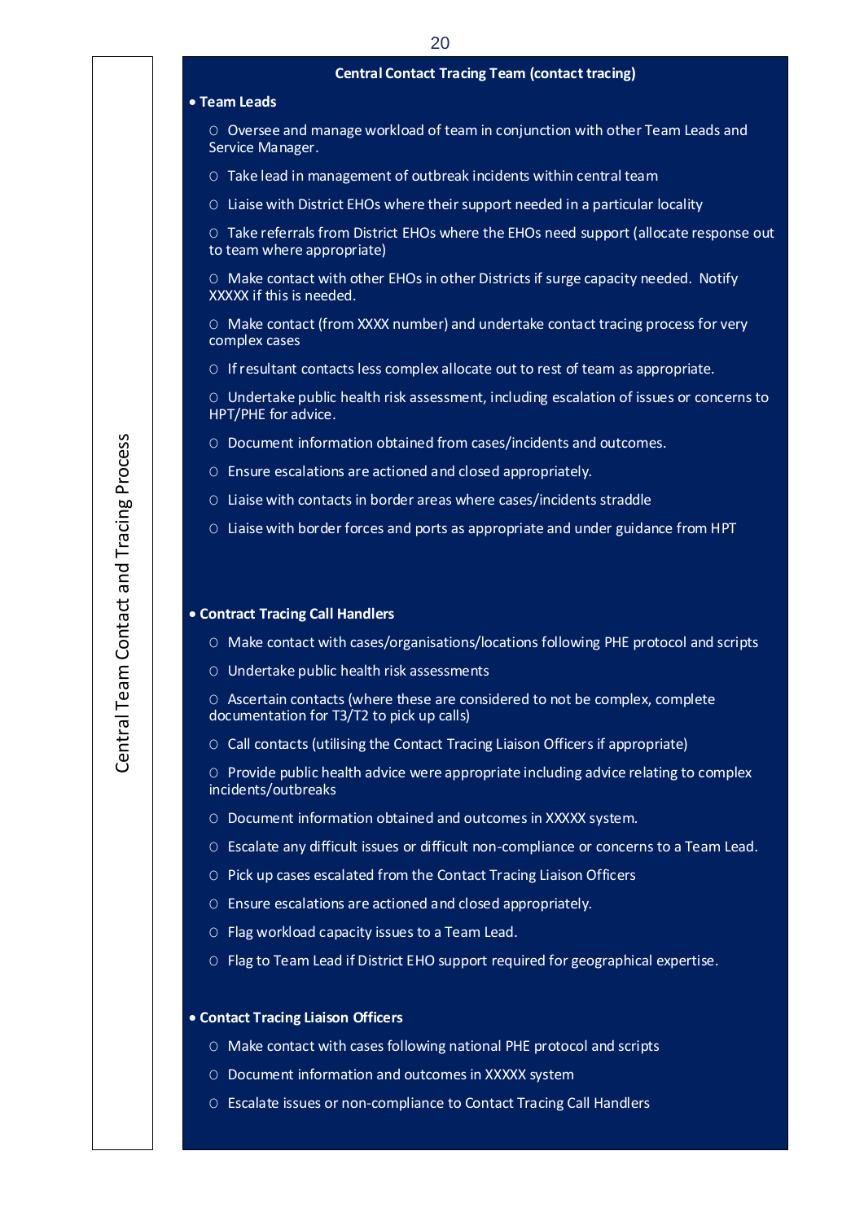Central Team Contact and Tracing Process

**Central Contact Tracing Team (contact tracing)**

- **Team Leads**
  - Oversee and manage workload of team in conjunction with other Team Leads and Service Manager.
  - Take lead in management of outbreak incidents within central team
  - Liaise with District EHOs where their support needed in a particular locality
  - Take referrals from District EHOs where the EHOs need support (allocate response out to team where appropriate)
  - Make contact with other EHOs in other Districts if surge capacity needed. Notify XXXXX if this is needed.
  - Make contact (from XXXX number) and undertake contact tracing process for very complex cases
  - If resultant contacts less complex allocate out to rest of team as appropriate.
  - Undertake public health risk assessment, including escalation of issues or concerns to HPT/PHE for advice.
  - Document information obtained from cases/incidents and outcomes.
  - Ensure escalations are actioned and closed appropriately.
  - Liaise with contacts in border areas where cases/incidents straddle
  - Liaise with border forces and ports as appropriate and under guidance from HPT

- **Contract Tracing Call Handlers**
  - Make contact with cases/organisations/locations following PHE protocol and scripts
  - Undertake public health risk assessments
  - Ascertain contacts (where these are considered to not be complex, complete documentation for T3/T2 to pick up calls)
  - Call contacts (utilising the Contact Tracing Liaison Officers if appropriate)
  - Provide public health advice were appropriate including advice relating to complex incidents/outbreaks
  - Document information obtained and outcomes in XXXXX system.
  - Escalate any difficult issues or difficult non-compliance or concerns to a Team Lead.
  - Pick up cases escalated from the Contact Tracing Liaison Officers
  - Ensure escalations are actioned and closed appropriately.
  - Flag workload capacity issues to a Team Lead.
  - Flag to Team Lead if District EHO support required for geographical expertise.

- **Contact Tracing Liaison Officers**
  - Make contact with cases following national PHE protocol and scripts
  - Document information and outcomes in XXXXX system
  - Escalate issues or non-compliance to Contact Tracing Call Handlers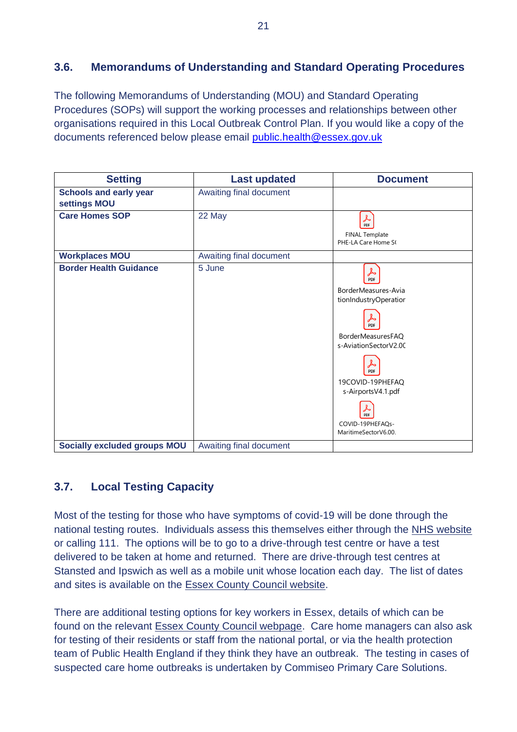### 3.6. Memorandums of Understanding and Standard Operating Procedures

The following Memorandums of Understanding (MOU) and Standard Operating Procedures (SOPs) will support the working processes and relationships between other organisations required in this Local Outbreak Control Plan. If you would like a copy of the documents referenced below please email public.health@essex.gov.uk

| Setting | Last updated | Document |
| --- | --- | --- |
| **Schools and early year settings MOU** | Awaiting final document | |
| **Care Homes SOP** | 22 May | FINAL Template PHE-LA Care Home S( |
| **Workplaces MOU** | Awaiting final document | |
| **Border Health Guidance** | 5 June | BorderMeasures-AviationIndustryOperatior<br>BorderMeasuresFAQs-AviationSectorV2.0(<br>19COVID-19PHEFAQs-AirportsV4.1.pdf<br>COVID-19PHEFAQs-MaritimeSectorV6.00. |
| **Socially excluded groups MOU** | Awaiting final document | |

### 3.7. Local Testing Capacity

Most of the testing for those who have symptoms of covid-19 will be done through the national testing routes. Individuals assess this themselves either through the NHS website or calling 111. The options will be to go to a drive-through test centre or have a test delivered to be taken at home and returned. There are drive-through test centres at Stansted and Ipswich as well as a mobile unit whose location each day. The list of dates and sites is available on the Essex County Council website.

There are additional testing options for key workers in Essex, details of which can be found on the relevant Essex County Council webpage. Care home managers can also ask for testing of their residents or staff from the national portal, or via the health protection team of Public Health England if they think they have an outbreak. The testing in cases of suspected care home outbreaks is undertaken by Commiseo Primary Care Solutions.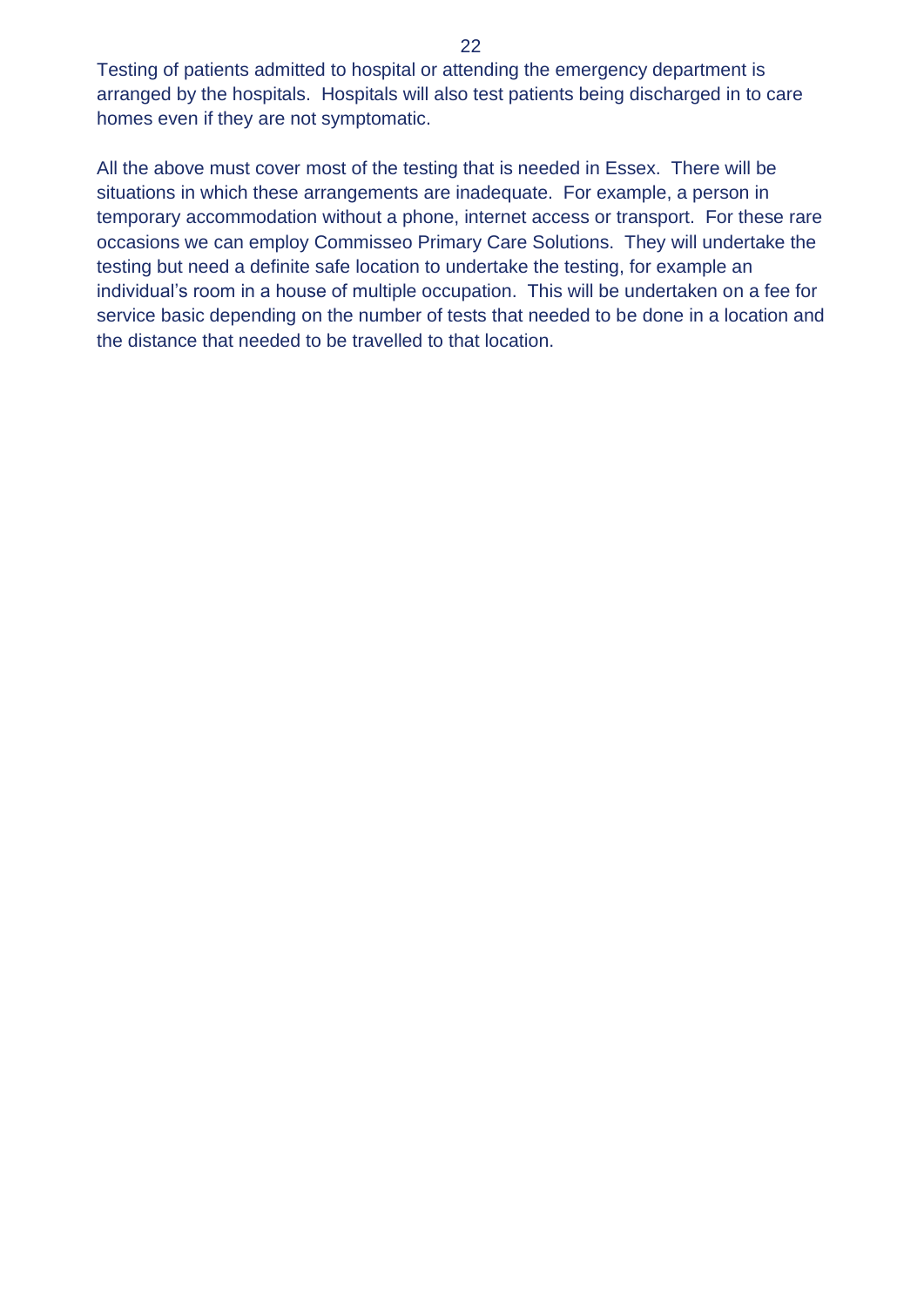Testing of patients admitted to hospital or attending the emergency department is arranged by the hospitals. Hospitals will also test patients being discharged in to care homes even if they are not symptomatic.

All the above must cover most of the testing that is needed in Essex. There will be situations in which these arrangements are inadequate. For example, a person in temporary accommodation without a phone, internet access or transport. For these rare occasions we can employ Commisseo Primary Care Solutions. They will undertake the testing but need a definite safe location to undertake the testing, for example an individual's room in a house of multiple occupation. This will be undertaken on a fee for service basic depending on the number of tests that needed to be done in a location and the distance that needed to be travelled to that location.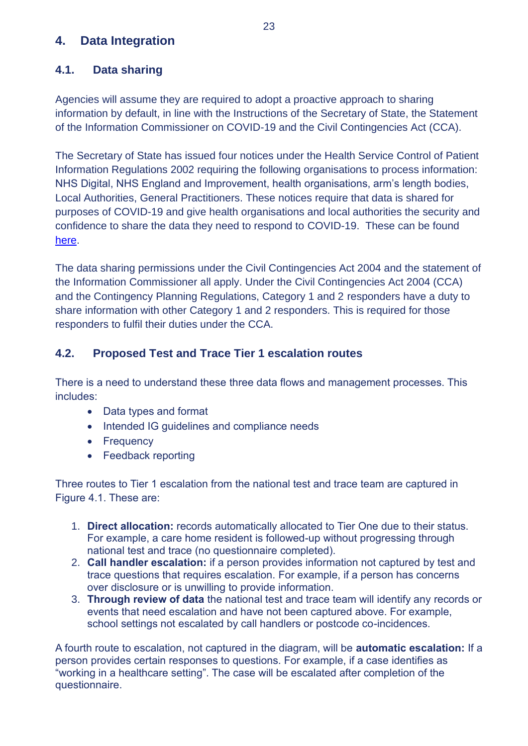## 4. Data Integration

### 4.1. Data sharing

Agencies will assume they are required to adopt a proactive approach to sharing information by default, in line with the Instructions of the Secretary of State, the Statement of the Information Commissioner on COVID-19 and the Civil Contingencies Act (CCA).

The Secretary of State has issued four notices under the Health Service Control of Patient Information Regulations 2002 requiring the following organisations to process information: NHS Digital, NHS England and Improvement, health organisations, arm's length bodies, Local Authorities, General Practitioners. These notices require that data is shared for purposes of COVID-19 and give health organisations and local authorities the security and confidence to share the data they need to respond to COVID-19. These can be found here.

The data sharing permissions under the Civil Contingencies Act 2004 and the statement of the Information Commissioner all apply. Under the Civil Contingencies Act 2004 (CCA) and the Contingency Planning Regulations, Category 1 and 2 responders have a duty to share information with other Category 1 and 2 responders. This is required for those responders to fulfil their duties under the CCA.

### 4.2. Proposed Test and Trace Tier 1 escalation routes

There is a need to understand these three data flows and management processes. This includes:

- Data types and format
- Intended IG guidelines and compliance needs
- Frequency
- Feedback reporting

Three routes to Tier 1 escalation from the national test and trace team are captured in Figure 4.1. These are:

1. **Direct allocation:** records automatically allocated to Tier One due to their status. For example, a care home resident is followed-up without progressing through national test and trace (no questionnaire completed).
2. **Call handler escalation:** if a person provides information not captured by test and trace questions that requires escalation. For example, if a person has concerns over disclosure or is unwilling to provide information.
3. **Through review of data** the national test and trace team will identify any records or events that need escalation and have not been captured above. For example, school settings not escalated by call handlers or postcode co-incidences.

A fourth route to escalation, not captured in the diagram, will be **automatic escalation:** If a person provides certain responses to questions. For example, if a case identifies as "working in a healthcare setting". The case will be escalated after completion of the questionnaire.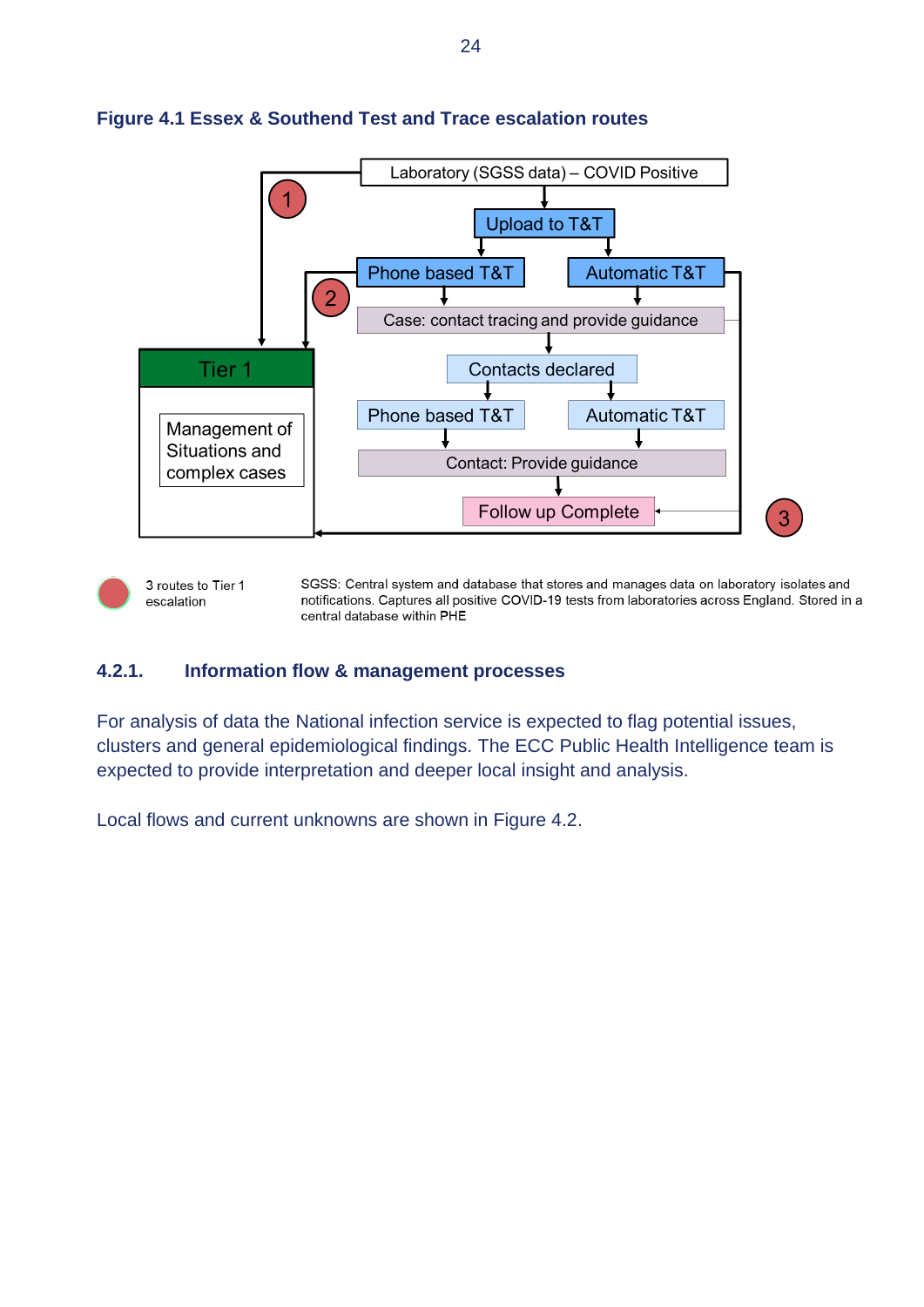**Figure 4.1 Essex & Southend Test and Trace escalation routes**

Laboratory (SGSS data) – COVID Positive

Upload to T&T

Phone based T&T

Automatic T&T

Case: contact tracing and provide guidance

Contacts declared

Phone based T&T

Automatic T&T

Contact: Provide guidance

Follow up Complete

Tier 1

Management of Situations and complex cases

1

2

3

3 routes to Tier 1 escalation

SGSS: Central system and database that stores and manages data on laboratory isolates and notifications. Captures all positive COVID-19 tests from laboratories across England. Stored in a central database within PHE

### 4.2.1. Information flow & management processes

For analysis of data the National infection service is expected to flag potential issues, clusters and general epidemiological findings. The ECC Public Health Intelligence team is expected to provide interpretation and deeper local insight and analysis.

Local flows and current unknowns are shown in Figure 4.2.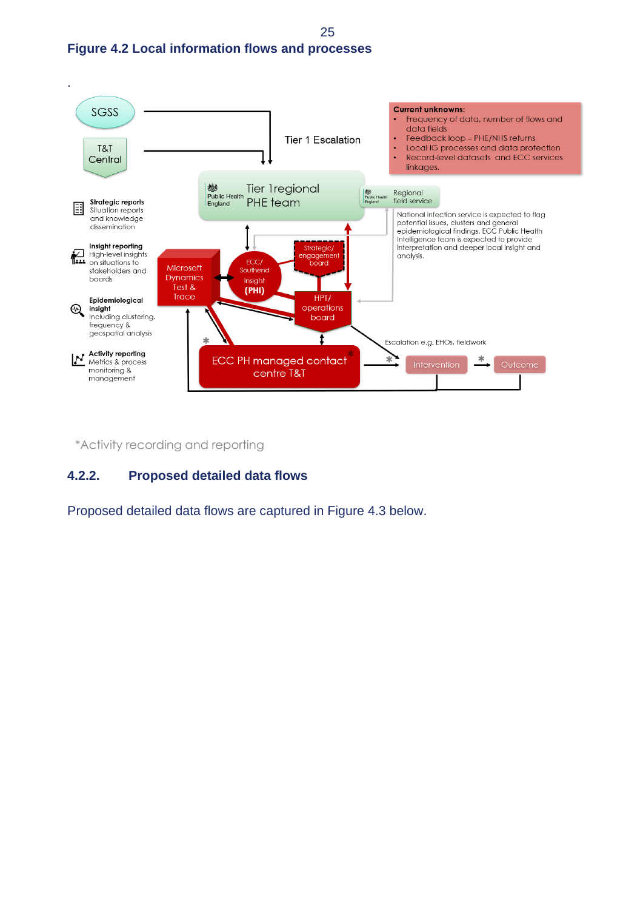**Figure 4.2 Local information flows and processes**

SGSS

T&T Central

Tier 1 Escalation

**Current unknowns:**

- Frequency of data, number of flows and data fields
- Feedback loop – PHE/NHS returns
- Local IG processes and data protection
- Record-level datasets and ECC services linkages.

Public Health England — Tier 1regional PHE team

Public Health England — Regional field service

National infection service is expected to flag potential issues, clusters and general epidemiological findings. ECC Public Health Intelligence team is expected to provide interpretation and deeper local insight and analysis.

**Strategic reports** Situation reports and knowledge dissemination

**Insight reporting** High-level insights on situations to stakeholders and boards

**Epidemiological insight** Including clustering, frequency & geospatial analysis

**Activity reporting** Metrics & process monitoring & management

Microsoft Dynamics Test & Trace

ECC/ Southend Insight (PHI)

Strategic/ engagement board

HPT/ operations board

ECC PH managed contact centre T&T *

Escalation e.g. EHOs, fieldwork

Intervention

Outcome

*Activity recording and reporting

### 4.2.2. Proposed detailed data flows

Proposed detailed data flows are captured in Figure 4.3 below.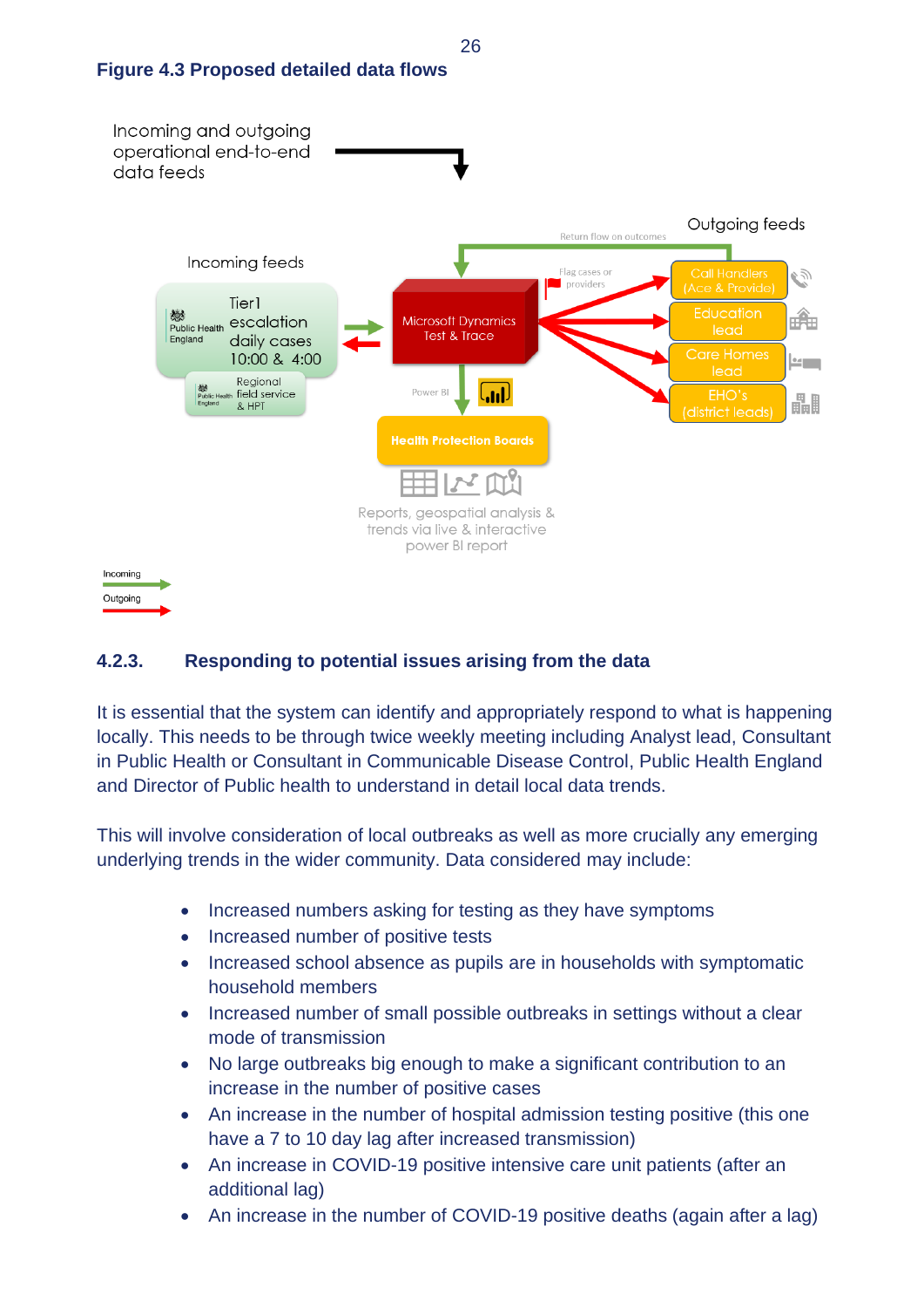**Figure 4.3 Proposed detailed data flows**

Incoming and outgoing operational end-to-end data feeds

Incoming feeds

Public Health England — Tier1 escalation daily cases 10:00 & 4:00

Public Health England — Regional field service & HPT

Microsoft Dynamics Test & Trace

Return flow on outcomes

Flag cases or providers

Outgoing feeds

Call Handlers (Ace & Provide)

Education lead

Care Homes lead

EHO's (district leads)

Power BI

Health Protection Boards

Reports, geospatial analysis & trends via live & interactive power BI report

Incoming

Outgoing

### 4.2.3. Responding to potential issues arising from the data

It is essential that the system can identify and appropriately respond to what is happening locally. This needs to be through twice weekly meeting including Analyst lead, Consultant in Public Health or Consultant in Communicable Disease Control, Public Health England and Director of Public health to understand in detail local data trends.

This will involve consideration of local outbreaks as well as more crucially any emerging underlying trends in the wider community. Data considered may include:

- Increased numbers asking for testing as they have symptoms
- Increased number of positive tests
- Increased school absence as pupils are in households with symptomatic household members
- Increased number of small possible outbreaks in settings without a clear mode of transmission
- No large outbreaks big enough to make a significant contribution to an increase in the number of positive cases
- An increase in the number of hospital admission testing positive (this one have a 7 to 10 day lag after increased transmission)
- An increase in COVID-19 positive intensive care unit patients (after an additional lag)
- An increase in the number of COVID-19 positive deaths (again after a lag)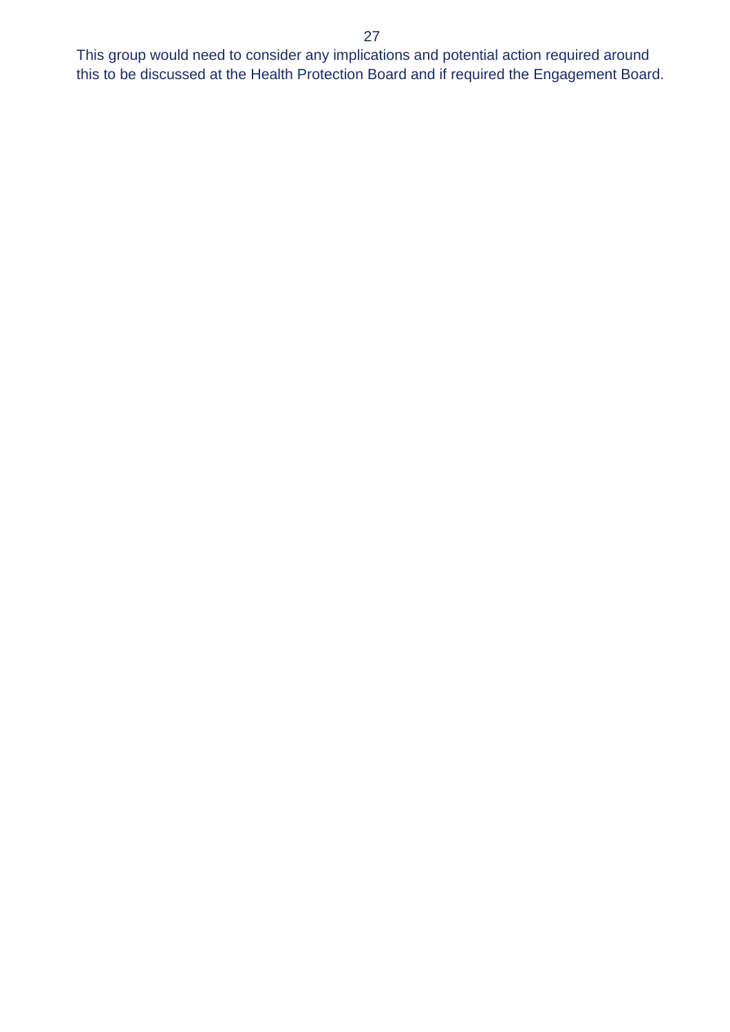This group would need to consider any implications and potential action required around this to be discussed at the Health Protection Board and if required the Engagement Board.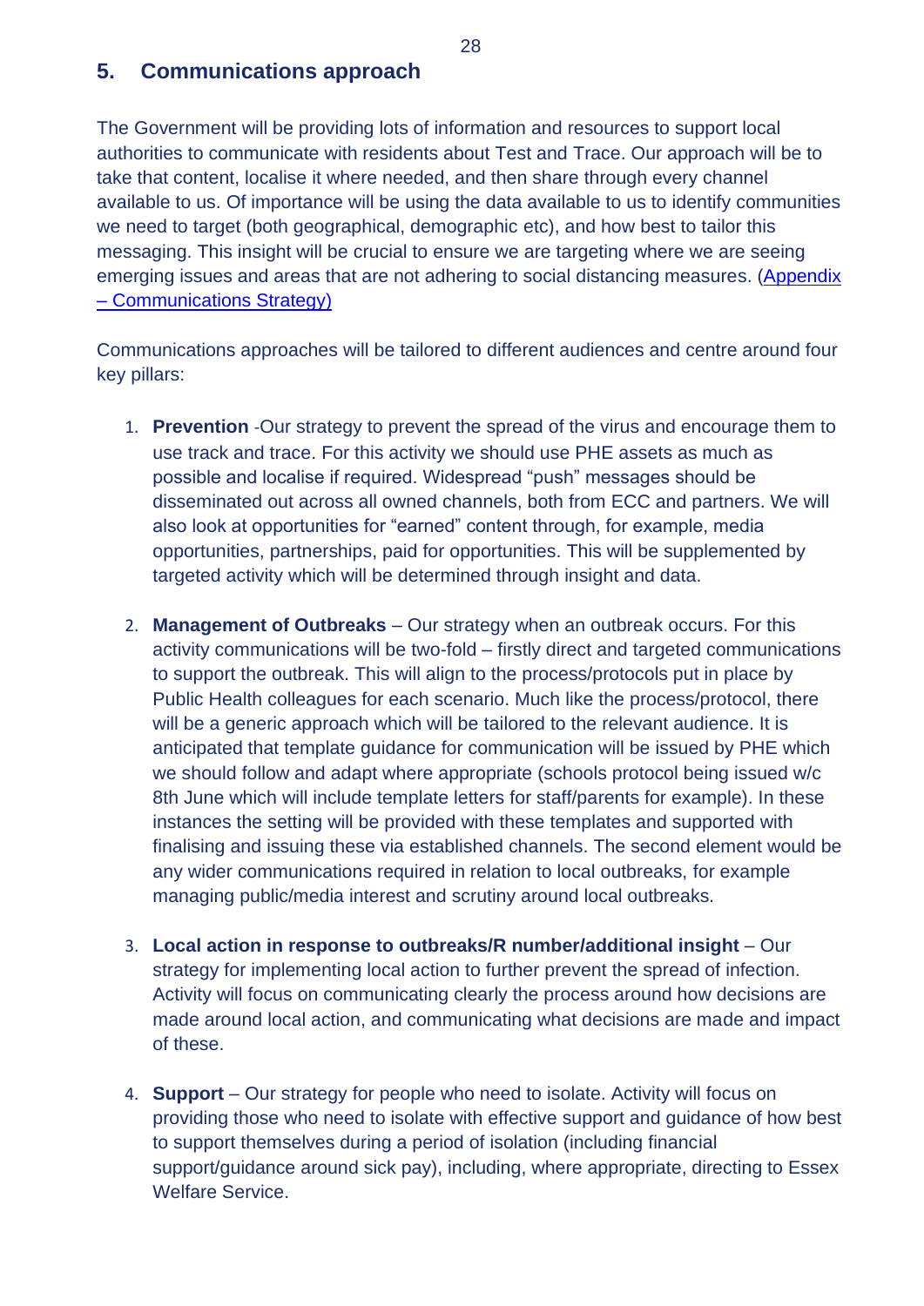## 5. Communications approach

The Government will be providing lots of information and resources to support local authorities to communicate with residents about Test and Trace. Our approach will be to take that content, localise it where needed, and then share through every channel available to us. Of importance will be using the data available to us to identify communities we need to target (both geographical, demographic etc), and how best to tailor this messaging. This insight will be crucial to ensure we are targeting where we are seeing emerging issues and areas that are not adhering to social distancing measures. ([Appendix – Communications Strategy)](#)

Communications approaches will be tailored to different audiences and centre around four key pillars:

1. **Prevention** -Our strategy to prevent the spread of the virus and encourage them to use track and trace. For this activity we should use PHE assets as much as possible and localise if required. Widespread "push" messages should be disseminated out across all owned channels, both from ECC and partners. We will also look at opportunities for "earned" content through, for example, media opportunities, partnerships, paid for opportunities. This will be supplemented by targeted activity which will be determined through insight and data.

2. **Management of Outbreaks** – Our strategy when an outbreak occurs. For this activity communications will be two-fold – firstly direct and targeted communications to support the outbreak. This will align to the process/protocols put in place by Public Health colleagues for each scenario. Much like the process/protocol, there will be a generic approach which will be tailored to the relevant audience. It is anticipated that template guidance for communication will be issued by PHE which we should follow and adapt where appropriate (schools protocol being issued w/c 8th June which will include template letters for staff/parents for example). In these instances the setting will be provided with these templates and supported with finalising and issuing these via established channels. The second element would be any wider communications required in relation to local outbreaks, for example managing public/media interest and scrutiny around local outbreaks.

3. **Local action in response to outbreaks/R number/additional insight** – Our strategy for implementing local action to further prevent the spread of infection. Activity will focus on communicating clearly the process around how decisions are made around local action, and communicating what decisions are made and impact of these.

4. **Support** – Our strategy for people who need to isolate. Activity will focus on providing those who need to isolate with effective support and guidance of how best to support themselves during a period of isolation (including financial support/guidance around sick pay), including, where appropriate, directing to Essex Welfare Service.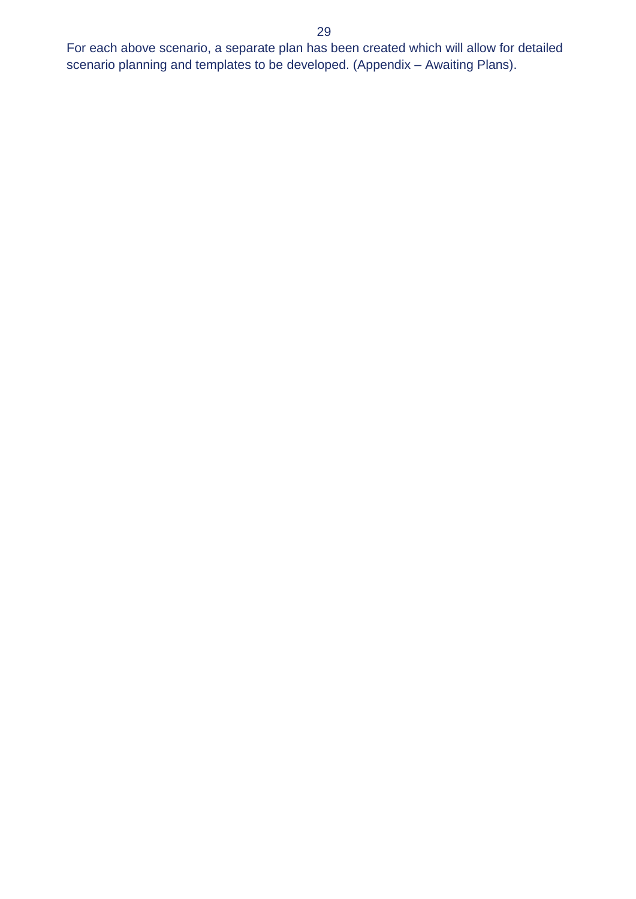For each above scenario, a separate plan has been created which will allow for detailed scenario planning and templates to be developed. (Appendix – Awaiting Plans).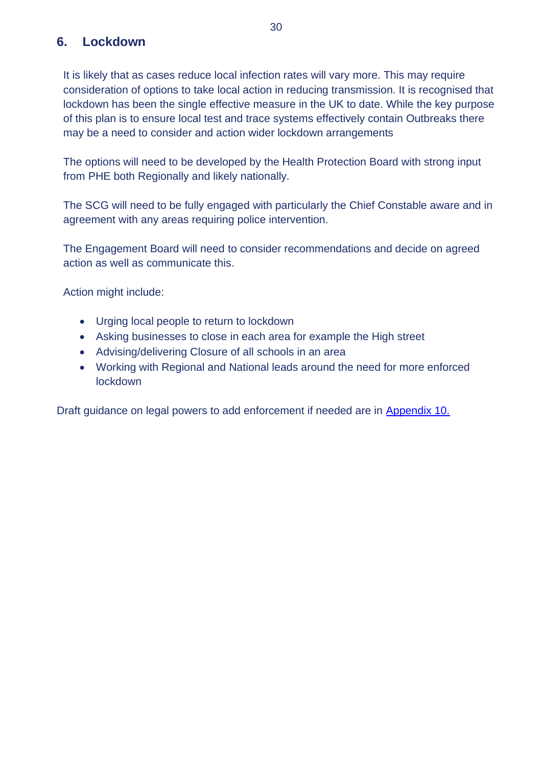## 6. Lockdown

It is likely that as cases reduce local infection rates will vary more. This may require consideration of options to take local action in reducing transmission. It is recognised that lockdown has been the single effective measure in the UK to date. While the key purpose of this plan is to ensure local test and trace systems effectively contain Outbreaks there may be a need to consider and action wider lockdown arrangements

The options will need to be developed by the Health Protection Board with strong input from PHE both Regionally and likely nationally.

The SCG will need to be fully engaged with particularly the Chief Constable aware and in agreement with any areas requiring police intervention.

The Engagement Board will need to consider recommendations and decide on agreed action as well as communicate this.

Action might include:

- Urging local people to return to lockdown
- Asking businesses to close in each area for example the High street
- Advising/delivering Closure of all schools in an area
- Working with Regional and National leads around the need for more enforced lockdown

Draft guidance on legal powers to add enforcement if needed are in Appendix 10.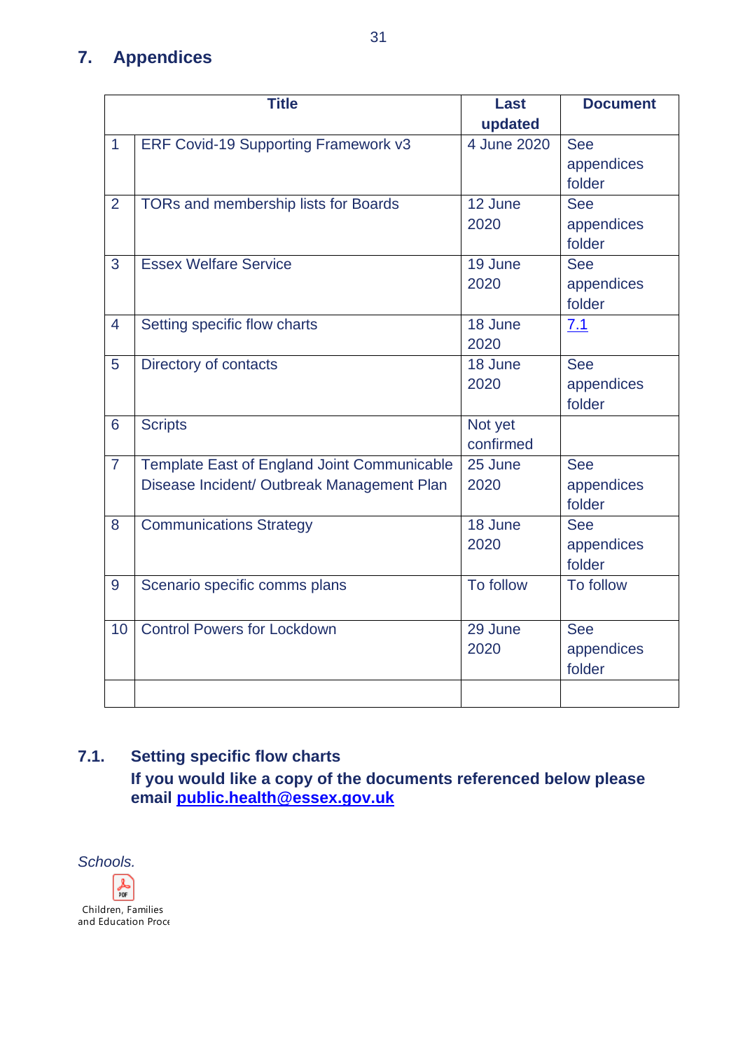## 7. Appendices

| | Title | Last updated | Document |
|---|---|---|---|
| 1 | ERF Covid-19 Supporting Framework v3 | 4 June 2020 | See appendices folder |
| 2 | TORs and membership lists for Boards | 12 June 2020 | See appendices folder |
| 3 | Essex Welfare Service | 19 June 2020 | See appendices folder |
| 4 | Setting specific flow charts | 18 June 2020 | 7.1 |
| 5 | Directory of contacts | 18 June 2020 | See appendices folder |
| 6 | Scripts | Not yet confirmed | |
| 7 | Template East of England Joint Communicable Disease Incident/ Outbreak Management Plan | 25 June 2020 | See appendices folder |
| 8 | Communications Strategy | 18 June 2020 | See appendices folder |
| 9 | Scenario specific comms plans | To follow | To follow |
| 10 | Control Powers for Lockdown | 29 June 2020 | See appendices folder |
| | | | |

### 7.1. Setting specific flow charts

**If you would like a copy of the documents referenced below please email public.health@essex.gov.uk**

*Schools.*

Children, Families and Education Proce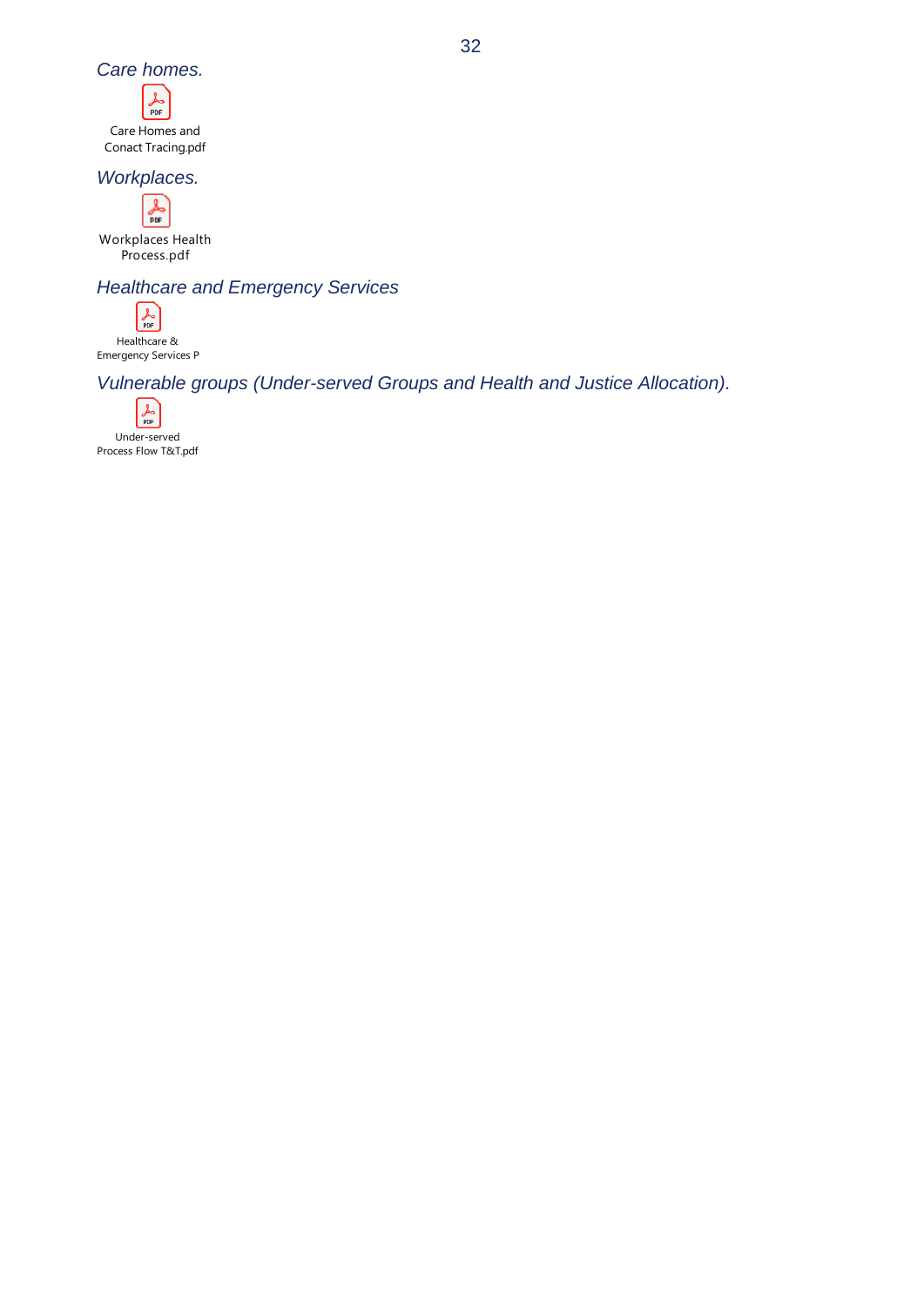*Care homes.*

Care Homes and Conact Tracing.pdf

*Workplaces.*

Workplaces Health Process.pdf

*Healthcare and Emergency Services*

Healthcare & Emergency Services P

*Vulnerable groups (Under-served Groups and Health and Justice Allocation).*

Under-served Process Flow T&T.pdf